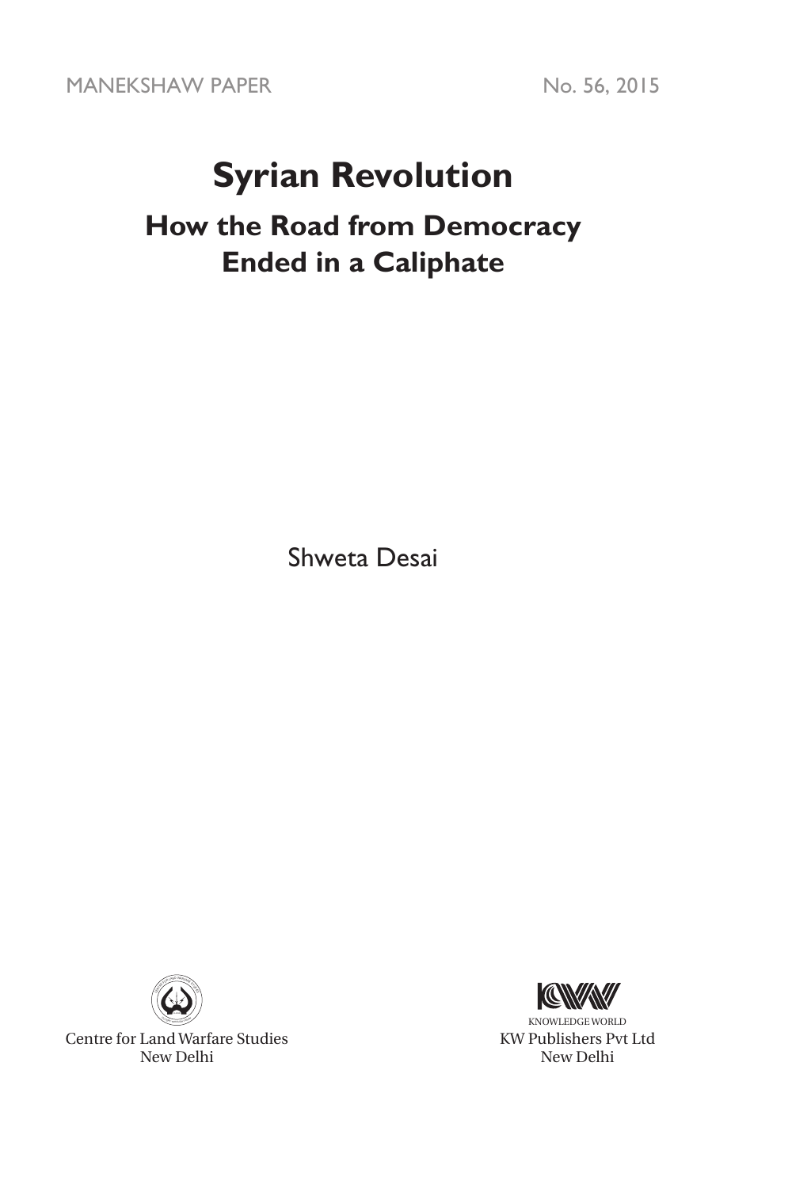MANEKSHAW PAPER No. 56, 2015

# Syrian Revolution

## How the Road from Democracy Ended in a Caliphate

Shweta Desai

Centre for Land Warfare Studies
New Delhi

KNOWLEDGE WORLD
KW Publishers Pvt Ltd
New Delhi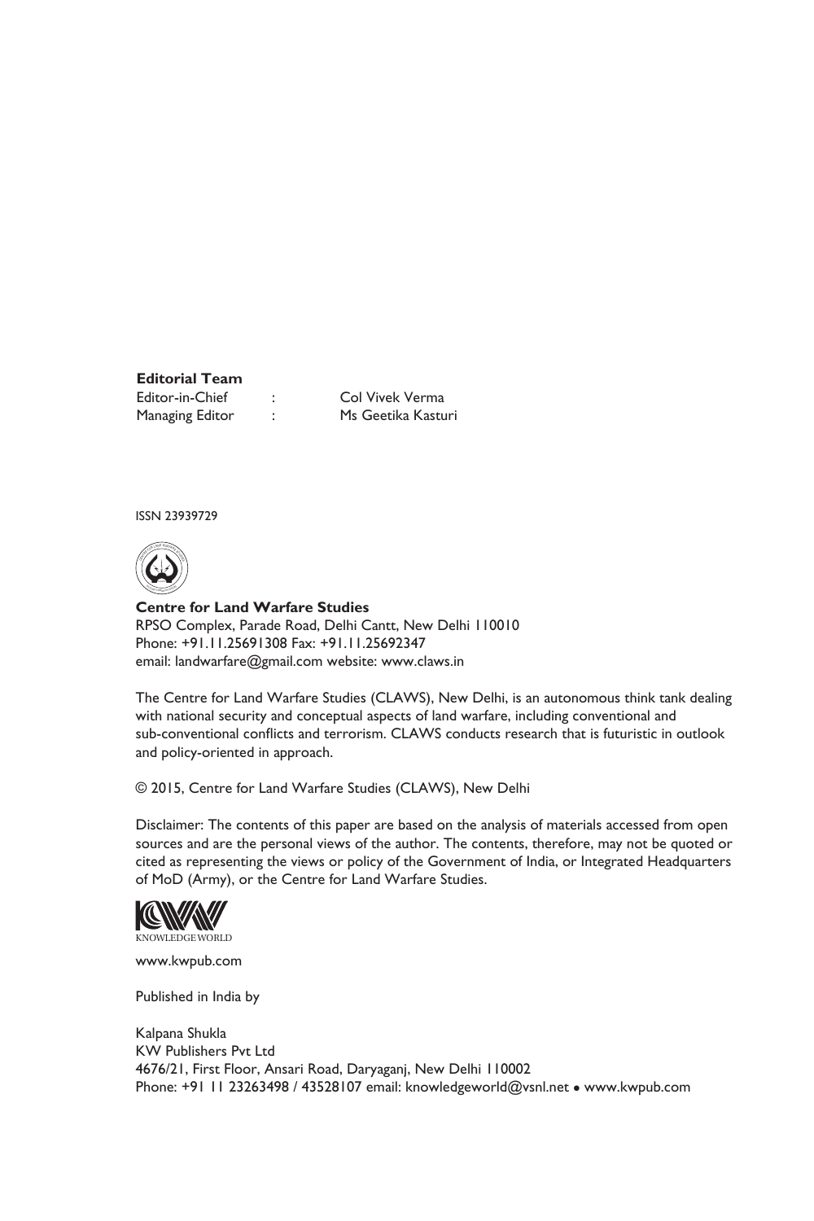**Editorial Team**

| | | |
|---|---|---|
| Editor-in-Chief | : | Col Vivek Verma |
| Managing Editor | : | Ms Geetika Kasturi |

ISSN 23939729

**Centre for Land Warfare Studies**
RPSO Complex, Parade Road, Delhi Cantt, New Delhi 110010
Phone: +91.11.25691308 Fax: +91.11.25692347
email: landwarfare@gmail.com website: www.claws.in

The Centre for Land Warfare Studies (CLAWS), New Delhi, is an autonomous think tank dealing with national security and conceptual aspects of land warfare, including conventional and sub-conventional conflicts and terrorism. CLAWS conducts research that is futuristic in outlook and policy-oriented in approach.

© 2015, Centre for Land Warfare Studies (CLAWS), New Delhi

Disclaimer: The contents of this paper are based on the analysis of materials accessed from open sources and are the personal views of the author. The contents, therefore, may not be quoted or cited as representing the views or policy of the Government of India, or Integrated Headquarters of MoD (Army), or the Centre for Land Warfare Studies.

KNOWLEDGE WORLD

www.kwpub.com

Published in India by

Kalpana Shukla
KW Publishers Pvt Ltd
4676/21, First Floor, Ansari Road, Daryaganj, New Delhi 110002
Phone: +91 11 23263498 / 43528107 email: knowledgeworld@vsnl.net • www.kwpub.com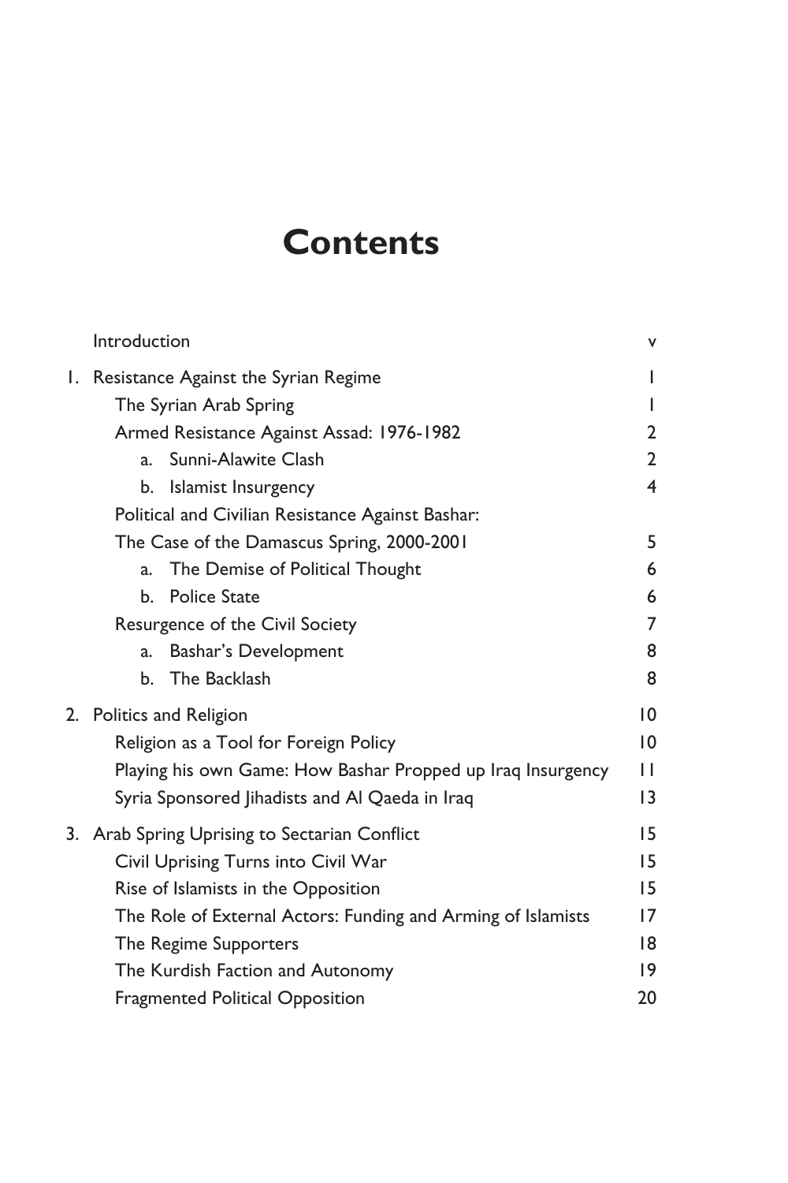# Contents

| | |
|---|---|
| Introduction | v |
| 1. Resistance Against the Syrian Regime | 1 |
| The Syrian Arab Spring | 1 |
| Armed Resistance Against Assad: 1976-1982 | 2 |
| a. Sunni-Alawite Clash | 2 |
| b. Islamist Insurgency | 4 |
| Political and Civilian Resistance Against Bashar: The Case of the Damascus Spring, 2000-2001 | 5 |
| a. The Demise of Political Thought | 6 |
| b. Police State | 6 |
| Resurgence of the Civil Society | 7 |
| a. Bashar's Development | 8 |
| b. The Backlash | 8 |
| 2. Politics and Religion | 10 |
| Religion as a Tool for Foreign Policy | 10 |
| Playing his own Game: How Bashar Propped up Iraq Insurgency | 11 |
| Syria Sponsored Jihadists and Al Qaeda in Iraq | 13 |
| 3. Arab Spring Uprising to Sectarian Conflict | 15 |
| Civil Uprising Turns into Civil War | 15 |
| Rise of Islamists in the Opposition | 15 |
| The Role of External Actors: Funding and Arming of Islamists | 17 |
| The Regime Supporters | 18 |
| The Kurdish Faction and Autonomy | 19 |
| Fragmented Political Opposition | 20 |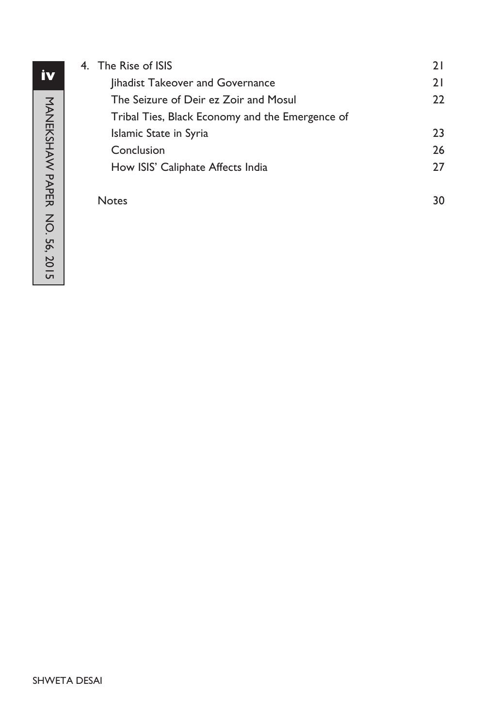4. The Rise of ISIS 21
   - Jihadist Takeover and Governance 21
   - The Seizure of Deir ez Zoir and Mosul 22
   - Tribal Ties, Black Economy and the Emergence of Islamic State in Syria 23
   - Conclusion 26
   - How ISIS' Caliphate Affects India 27

Notes 30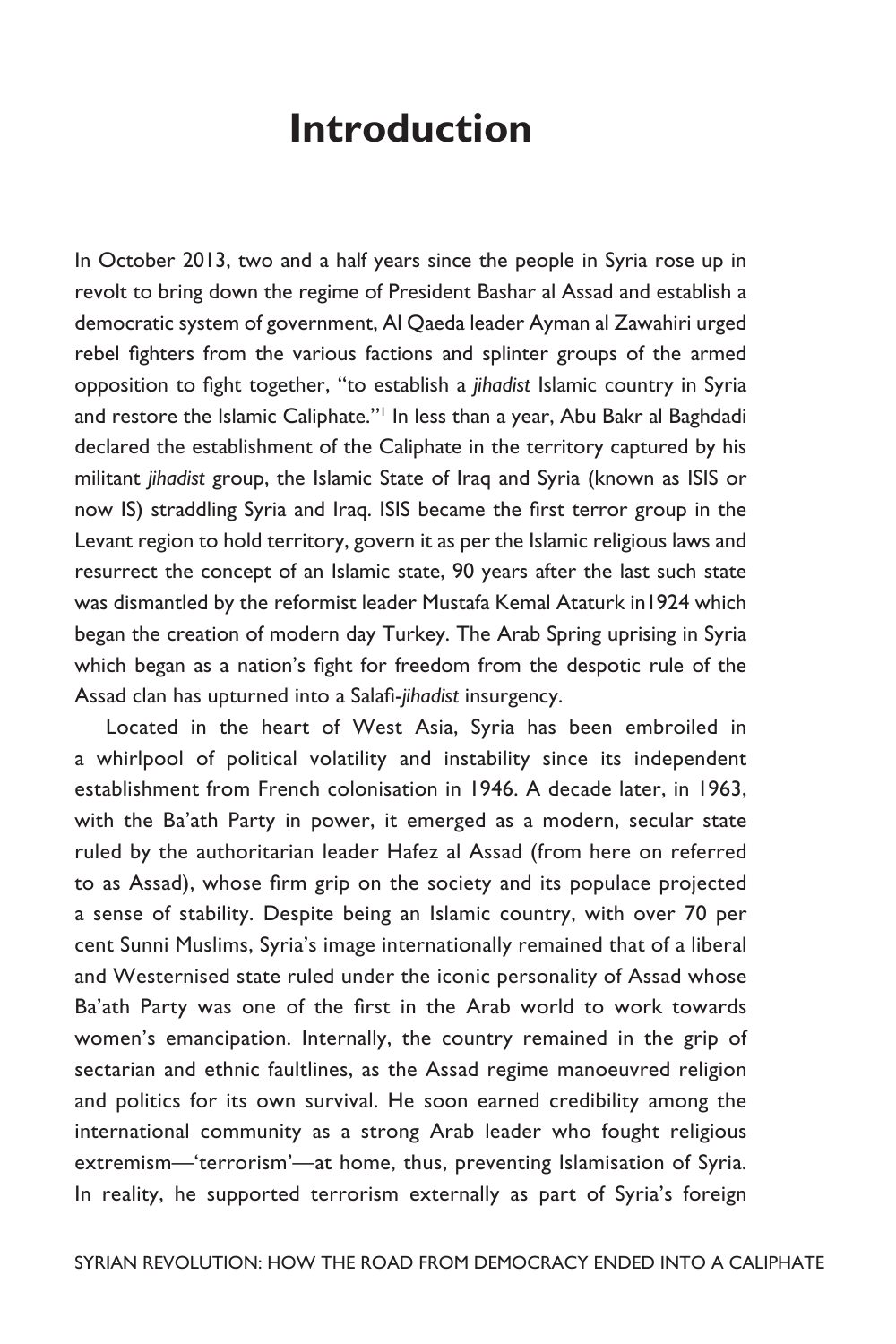# Introduction

In October 2013, two and a half years since the people in Syria rose up in revolt to bring down the regime of President Bashar al Assad and establish a democratic system of government, Al Qaeda leader Ayman al Zawahiri urged rebel fighters from the various factions and splinter groups of the armed opposition to fight together, "to establish a *jihadist* Islamic country in Syria and restore the Islamic Caliphate."[1] In less than a year, Abu Bakr al Baghdadi declared the establishment of the Caliphate in the territory captured by his militant *jihadist* group, the Islamic State of Iraq and Syria (known as ISIS or now IS) straddling Syria and Iraq. ISIS became the first terror group in the Levant region to hold territory, govern it as per the Islamic religious laws and resurrect the concept of an Islamic state, 90 years after the last such state was dismantled by the reformist leader Mustafa Kemal Ataturk in1924 which began the creation of modern day Turkey. The Arab Spring uprising in Syria which began as a nation's fight for freedom from the despotic rule of the Assad clan has upturned into a Salafi-*jihadist* insurgency.

Located in the heart of West Asia, Syria has been embroiled in a whirlpool of political volatility and instability since its independent establishment from French colonisation in 1946. A decade later, in 1963, with the Ba'ath Party in power, it emerged as a modern, secular state ruled by the authoritarian leader Hafez al Assad (from here on referred to as Assad), whose firm grip on the society and its populace projected a sense of stability. Despite being an Islamic country, with over 70 per cent Sunni Muslims, Syria's image internationally remained that of a liberal and Westernised state ruled under the iconic personality of Assad whose Ba'ath Party was one of the first in the Arab world to work towards women's emancipation. Internally, the country remained in the grip of sectarian and ethnic faultlines, as the Assad regime manoeuvred religion and politics for its own survival. He soon earned credibility among the international community as a strong Arab leader who fought religious extremism—'terrorism'—at home, thus, preventing Islamisation of Syria. In reality, he supported terrorism externally as part of Syria's foreign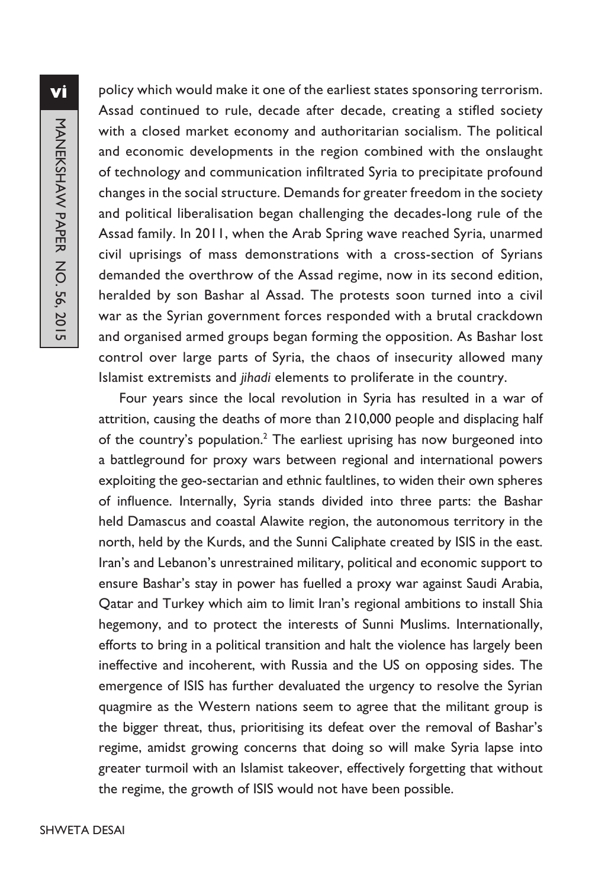policy which would make it one of the earliest states sponsoring terrorism. Assad continued to rule, decade after decade, creating a stifled society with a closed market economy and authoritarian socialism. The political and economic developments in the region combined with the onslaught of technology and communication infiltrated Syria to precipitate profound changes in the social structure. Demands for greater freedom in the society and political liberalisation began challenging the decades-long rule of the Assad family. In 2011, when the Arab Spring wave reached Syria, unarmed civil uprisings of mass demonstrations with a cross-section of Syrians demanded the overthrow of the Assad regime, now in its second edition, heralded by son Bashar al Assad. The protests soon turned into a civil war as the Syrian government forces responded with a brutal crackdown and organised armed groups began forming the opposition. As Bashar lost control over large parts of Syria, the chaos of insecurity allowed many Islamist extremists and *jihadi* elements to proliferate in the country.

Four years since the local revolution in Syria has resulted in a war of attrition, causing the deaths of more than 210,000 people and displacing half of the country's population.[2] The earliest uprising has now burgeoned into a battleground for proxy wars between regional and international powers exploiting the geo-sectarian and ethnic faultlines, to widen their own spheres of influence. Internally, Syria stands divided into three parts: the Bashar held Damascus and coastal Alawite region, the autonomous territory in the north, held by the Kurds, and the Sunni Caliphate created by ISIS in the east. Iran's and Lebanon's unrestrained military, political and economic support to ensure Bashar's stay in power has fuelled a proxy war against Saudi Arabia, Qatar and Turkey which aim to limit Iran's regional ambitions to install Shia hegemony, and to protect the interests of Sunni Muslims. Internationally, efforts to bring in a political transition and halt the violence has largely been ineffective and incoherent, with Russia and the US on opposing sides. The emergence of ISIS has further devaluated the urgency to resolve the Syrian quagmire as the Western nations seem to agree that the militant group is the bigger threat, thus, prioritising its defeat over the removal of Bashar's regime, amidst growing concerns that doing so will make Syria lapse into greater turmoil with an Islamist takeover, effectively forgetting that without the regime, the growth of ISIS would not have been possible.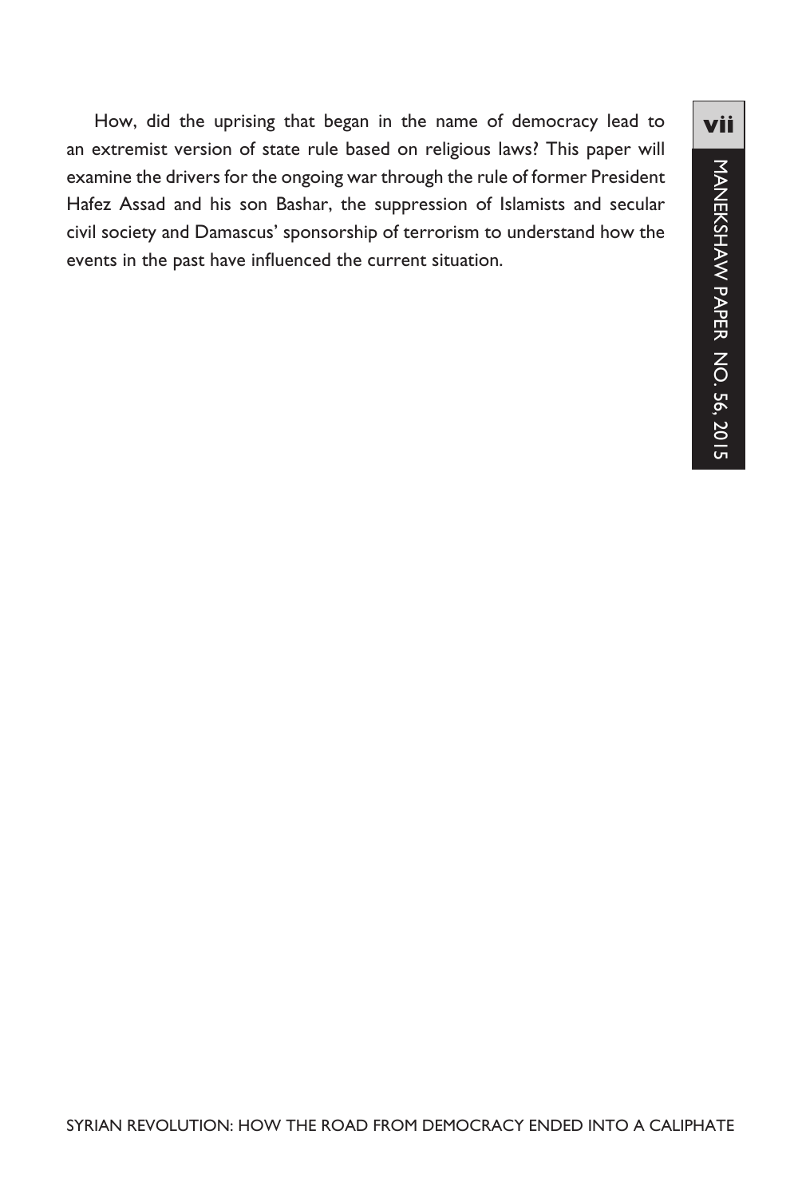How, did the uprising that began in the name of democracy lead to an extremist version of state rule based on religious laws? This paper will examine the drivers for the ongoing war through the rule of former President Hafez Assad and his son Bashar, the suppression of Islamists and secular civil society and Damascus' sponsorship of terrorism to understand how the events in the past have influenced the current situation.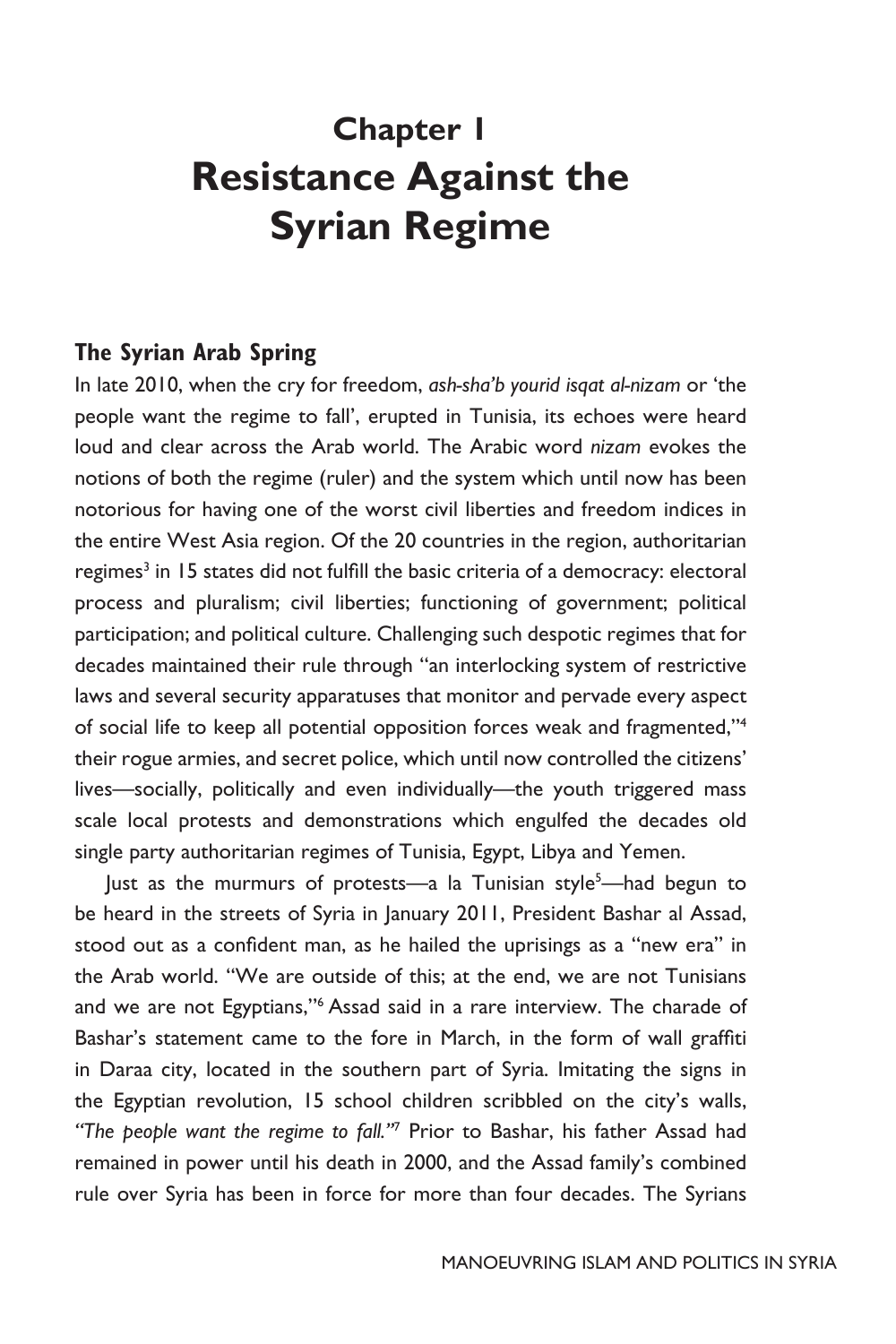# Chapter 1
# Resistance Against the Syrian Regime

## The Syrian Arab Spring

In late 2010, when the cry for freedom, *ash-sha'b yourid isqat al-nizam* or 'the people want the regime to fall', erupted in Tunisia, its echoes were heard loud and clear across the Arab world. The Arabic word *nizam* evokes the notions of both the regime (ruler) and the system which until now has been notorious for having one of the worst civil liberties and freedom indices in the entire West Asia region. Of the 20 countries in the region, authoritarian regimes[3] in 15 states did not fulfill the basic criteria of a democracy: electoral process and pluralism; civil liberties; functioning of government; political participation; and political culture. Challenging such despotic regimes that for decades maintained their rule through "an interlocking system of restrictive laws and several security apparatuses that monitor and pervade every aspect of social life to keep all potential opposition forces weak and fragmented,"[4] their rogue armies, and secret police, which until now controlled the citizens' lives—socially, politically and even individually—the youth triggered mass scale local protests and demonstrations which engulfed the decades old single party authoritarian regimes of Tunisia, Egypt, Libya and Yemen.

Just as the murmurs of protests—a la Tunisian style[5]—had begun to be heard in the streets of Syria in January 2011, President Bashar al Assad, stood out as a confident man, as he hailed the uprisings as a "new era" in the Arab world. "We are outside of this; at the end, we are not Tunisians and we are not Egyptians,"[6] Assad said in a rare interview. The charade of Bashar's statement came to the fore in March, in the form of wall graffiti in Daraa city, located in the southern part of Syria. Imitating the signs in the Egyptian revolution, 15 school children scribbled on the city's walls, *"The people want the regime to fall."*[7] Prior to Bashar, his father Assad had remained in power until his death in 2000, and the Assad family's combined rule over Syria has been in force for more than four decades. The Syrians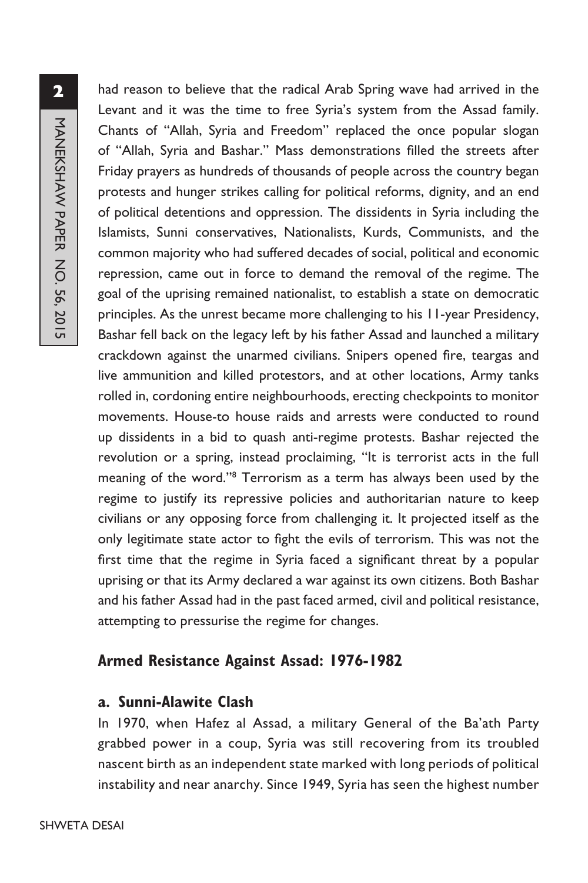had reason to believe that the radical Arab Spring wave had arrived in the Levant and it was the time to free Syria's system from the Assad family. Chants of "Allah, Syria and Freedom" replaced the once popular slogan of "Allah, Syria and Bashar." Mass demonstrations filled the streets after Friday prayers as hundreds of thousands of people across the country began protests and hunger strikes calling for political reforms, dignity, and an end of political detentions and oppression. The dissidents in Syria including the Islamists, Sunni conservatives, Nationalists, Kurds, Communists, and the common majority who had suffered decades of social, political and economic repression, came out in force to demand the removal of the regime. The goal of the uprising remained nationalist, to establish a state on democratic principles. As the unrest became more challenging to his 11-year Presidency, Bashar fell back on the legacy left by his father Assad and launched a military crackdown against the unarmed civilians. Snipers opened fire, teargas and live ammunition and killed protestors, and at other locations, Army tanks rolled in, cordoning entire neighbourhoods, erecting checkpoints to monitor movements. House-to house raids and arrests were conducted to round up dissidents in a bid to quash anti-regime protests. Bashar rejected the revolution or a spring, instead proclaiming, "It is terrorist acts in the full meaning of the word."[8] Terrorism as a term has always been used by the regime to justify its repressive policies and authoritarian nature to keep civilians or any opposing force from challenging it. It projected itself as the only legitimate state actor to fight the evils of terrorism. This was not the first time that the regime in Syria faced a significant threat by a popular uprising or that its Army declared a war against its own citizens. Both Bashar and his father Assad had in the past faced armed, civil and political resistance, attempting to pressurise the regime for changes.

## Armed Resistance Against Assad: 1976-1982

### a. Sunni-Alawite Clash

In 1970, when Hafez al Assad, a military General of the Ba'ath Party grabbed power in a coup, Syria was still recovering from its troubled nascent birth as an independent state marked with long periods of political instability and near anarchy. Since 1949, Syria has seen the highest number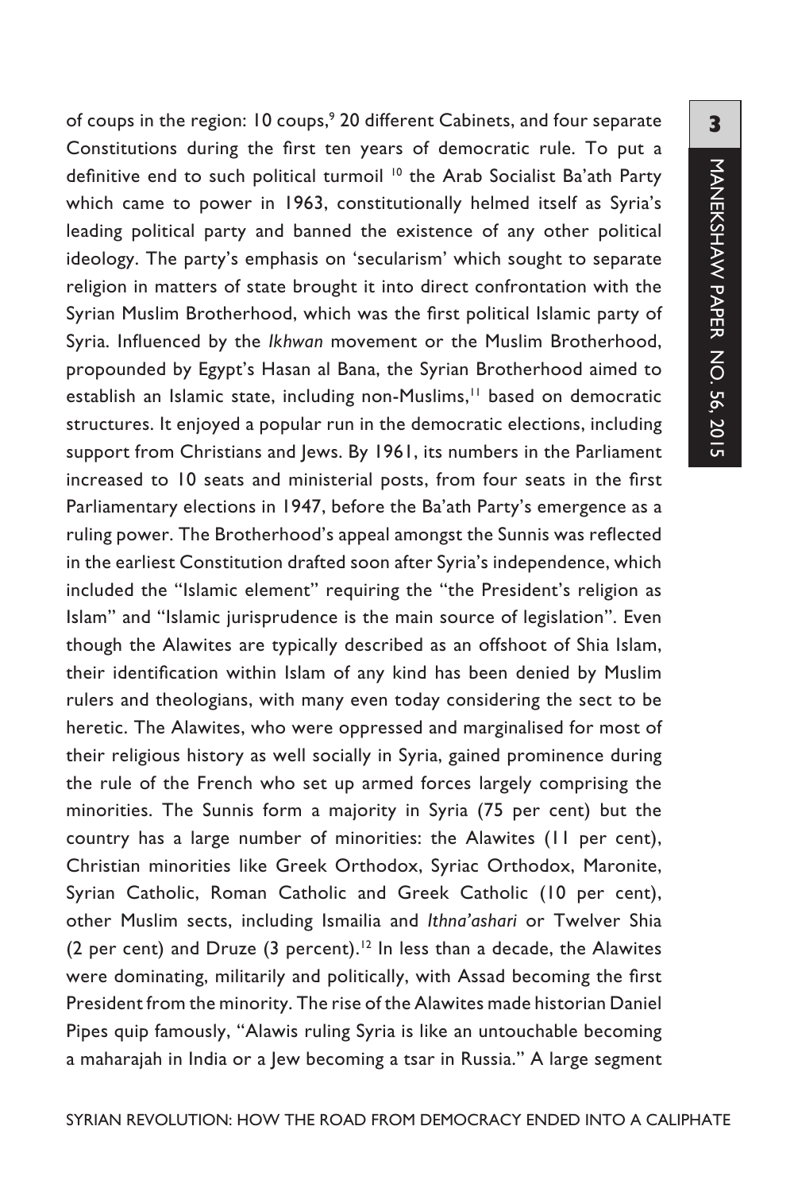of coups in the region: 10 coups,[9] 20 different Cabinets, and four separate Constitutions during the first ten years of democratic rule. To put a definitive end to such political turmoil [10] the Arab Socialist Ba'ath Party which came to power in 1963, constitutionally helmed itself as Syria's leading political party and banned the existence of any other political ideology. The party's emphasis on 'secularism' which sought to separate religion in matters of state brought it into direct confrontation with the Syrian Muslim Brotherhood, which was the first political Islamic party of Syria. Influenced by the *Ikhwan* movement or the Muslim Brotherhood, propounded by Egypt's Hasan al Bana, the Syrian Brotherhood aimed to establish an Islamic state, including non-Muslims,[11] based on democratic structures. It enjoyed a popular run in the democratic elections, including support from Christians and Jews. By 1961, its numbers in the Parliament increased to 10 seats and ministerial posts, from four seats in the first Parliamentary elections in 1947, before the Ba'ath Party's emergence as a ruling power. The Brotherhood's appeal amongst the Sunnis was reflected in the earliest Constitution drafted soon after Syria's independence, which included the "Islamic element" requiring the "the President's religion as Islam" and "Islamic jurisprudence is the main source of legislation". Even though the Alawites are typically described as an offshoot of Shia Islam, their identification within Islam of any kind has been denied by Muslim rulers and theologians, with many even today considering the sect to be heretic. The Alawites, who were oppressed and marginalised for most of their religious history as well socially in Syria, gained prominence during the rule of the French who set up armed forces largely comprising the minorities. The Sunnis form a majority in Syria (75 per cent) but the country has a large number of minorities: the Alawites (11 per cent), Christian minorities like Greek Orthodox, Syriac Orthodox, Maronite, Syrian Catholic, Roman Catholic and Greek Catholic (10 per cent), other Muslim sects, including Ismailia and *Ithna'ashari* or Twelver Shia (2 per cent) and Druze (3 percent).[12] In less than a decade, the Alawites were dominating, militarily and politically, with Assad becoming the first President from the minority. The rise of the Alawites made historian Daniel Pipes quip famously, "Alawis ruling Syria is like an untouchable becoming a maharajah in India or a Jew becoming a tsar in Russia." A large segment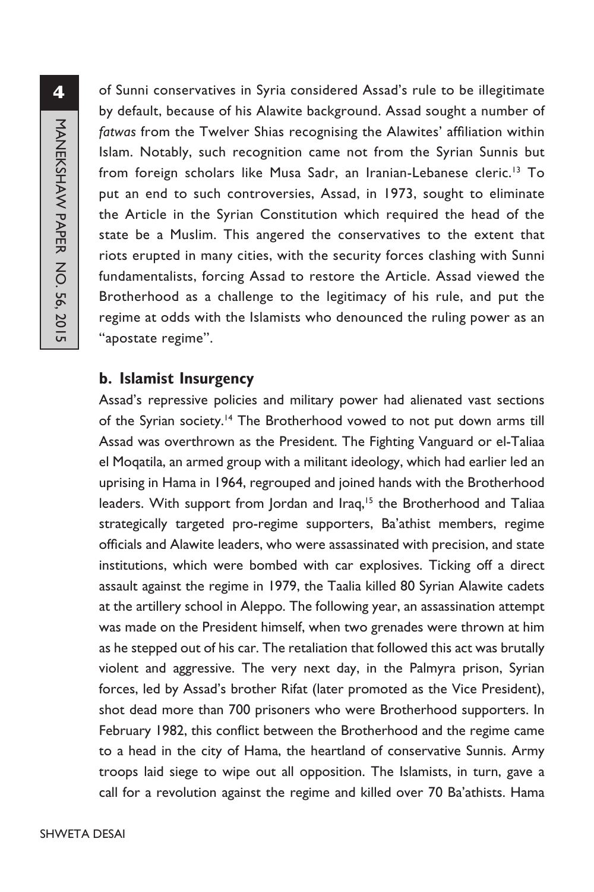of Sunni conservatives in Syria considered Assad's rule to be illegitimate by default, because of his Alawite background. Assad sought a number of *fatwas* from the Twelver Shias recognising the Alawites' affiliation within Islam. Notably, such recognition came not from the Syrian Sunnis but from foreign scholars like Musa Sadr, an Iranian-Lebanese cleric.[13] To put an end to such controversies, Assad, in 1973, sought to eliminate the Article in the Syrian Constitution which required the head of the state be a Muslim. This angered the conservatives to the extent that riots erupted in many cities, with the security forces clashing with Sunni fundamentalists, forcing Assad to restore the Article. Assad viewed the Brotherhood as a challenge to the legitimacy of his rule, and put the regime at odds with the Islamists who denounced the ruling power as an "apostate regime".

### b. Islamist Insurgency

Assad's repressive policies and military power had alienated vast sections of the Syrian society.[14] The Brotherhood vowed to not put down arms till Assad was overthrown as the President. The Fighting Vanguard or el-Taliaa el Moqatila, an armed group with a militant ideology, which had earlier led an uprising in Hama in 1964, regrouped and joined hands with the Brotherhood leaders. With support from Jordan and Iraq,[15] the Brotherhood and Taliaa strategically targeted pro-regime supporters, Ba'athist members, regime officials and Alawite leaders, who were assassinated with precision, and state institutions, which were bombed with car explosives. Ticking off a direct assault against the regime in 1979, the Taalia killed 80 Syrian Alawite cadets at the artillery school in Aleppo. The following year, an assassination attempt was made on the President himself, when two grenades were thrown at him as he stepped out of his car. The retaliation that followed this act was brutally violent and aggressive. The very next day, in the Palmyra prison, Syrian forces, led by Assad's brother Rifat (later promoted as the Vice President), shot dead more than 700 prisoners who were Brotherhood supporters. In February 1982, this conflict between the Brotherhood and the regime came to a head in the city of Hama, the heartland of conservative Sunnis. Army troops laid siege to wipe out all opposition. The Islamists, in turn, gave a call for a revolution against the regime and killed over 70 Ba'athists. Hama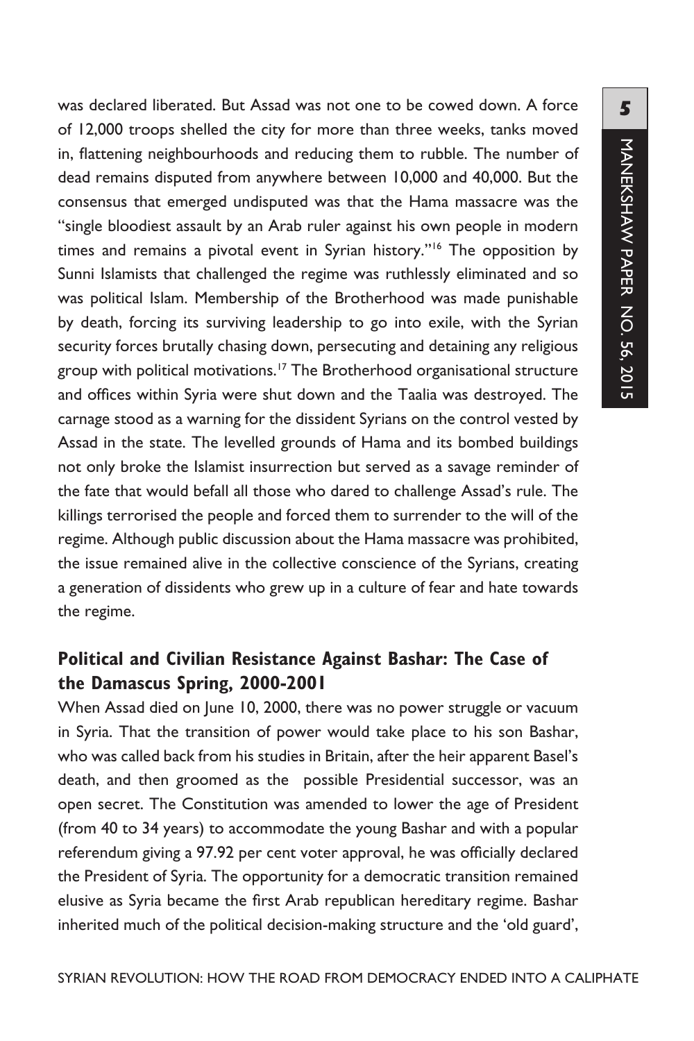was declared liberated. But Assad was not one to be cowed down. A force of 12,000 troops shelled the city for more than three weeks, tanks moved in, flattening neighbourhoods and reducing them to rubble. The number of dead remains disputed from anywhere between 10,000 and 40,000. But the consensus that emerged undisputed was that the Hama massacre was the "single bloodiest assault by an Arab ruler against his own people in modern times and remains a pivotal event in Syrian history."[16] The opposition by Sunni Islamists that challenged the regime was ruthlessly eliminated and so was political Islam. Membership of the Brotherhood was made punishable by death, forcing its surviving leadership to go into exile, with the Syrian security forces brutally chasing down, persecuting and detaining any religious group with political motivations.[17] The Brotherhood organisational structure and offices within Syria were shut down and the Taalia was destroyed. The carnage stood as a warning for the dissident Syrians on the control vested by Assad in the state. The levelled grounds of Hama and its bombed buildings not only broke the Islamist insurrection but served as a savage reminder of the fate that would befall all those who dared to challenge Assad's rule. The killings terrorised the people and forced them to surrender to the will of the regime. Although public discussion about the Hama massacre was prohibited, the issue remained alive in the collective conscience of the Syrians, creating a generation of dissidents who grew up in a culture of fear and hate towards the regime.

## Political and Civilian Resistance Against Bashar: The Case of the Damascus Spring, 2000-2001

When Assad died on June 10, 2000, there was no power struggle or vacuum in Syria. That the transition of power would take place to his son Bashar, who was called back from his studies in Britain, after the heir apparent Basel's death, and then groomed as the possible Presidential successor, was an open secret. The Constitution was amended to lower the age of President (from 40 to 34 years) to accommodate the young Bashar and with a popular referendum giving a 97.92 per cent voter approval, he was officially declared the President of Syria. The opportunity for a democratic transition remained elusive as Syria became the first Arab republican hereditary regime. Bashar inherited much of the political decision-making structure and the 'old guard',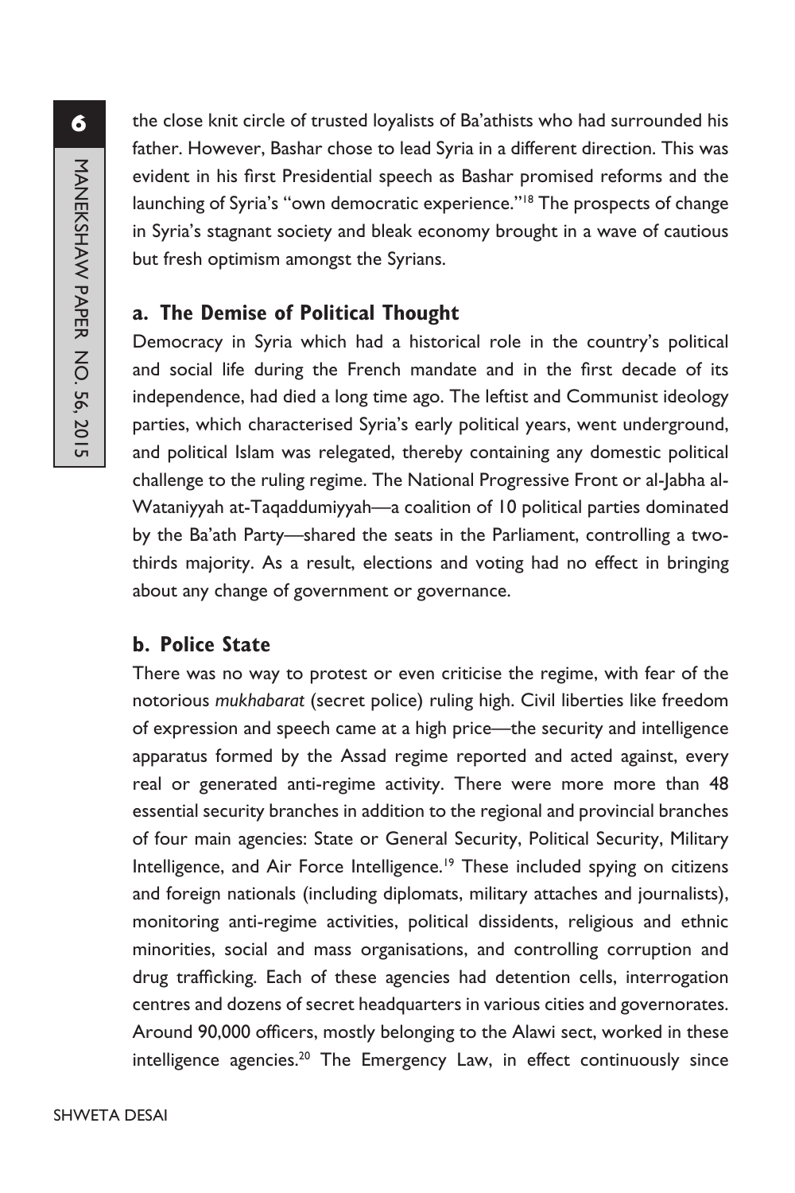the close knit circle of trusted loyalists of Ba'athists who had surrounded his father. However, Bashar chose to lead Syria in a different direction. This was evident in his first Presidential speech as Bashar promised reforms and the launching of Syria's "own democratic experience."[18] The prospects of change in Syria's stagnant society and bleak economy brought in a wave of cautious but fresh optimism amongst the Syrians.

### a. The Demise of Political Thought

Democracy in Syria which had a historical role in the country's political and social life during the French mandate and in the first decade of its independence, had died a long time ago. The leftist and Communist ideology parties, which characterised Syria's early political years, went underground, and political Islam was relegated, thereby containing any domestic political challenge to the ruling regime. The National Progressive Front or al-Jabha al-Wataniyyah at-Taqaddumiyyah—a coalition of 10 political parties dominated by the Ba'ath Party—shared the seats in the Parliament, controlling a two-thirds majority. As a result, elections and voting had no effect in bringing about any change of government or governance.

### b. Police State

There was no way to protest or even criticise the regime, with fear of the notorious *mukhabarat* (secret police) ruling high. Civil liberties like freedom of expression and speech came at a high price—the security and intelligence apparatus formed by the Assad regime reported and acted against, every real or generated anti-regime activity. There were more more than 48 essential security branches in addition to the regional and provincial branches of four main agencies: State or General Security, Political Security, Military Intelligence, and Air Force Intelligence.[19] These included spying on citizens and foreign nationals (including diplomats, military attaches and journalists), monitoring anti-regime activities, political dissidents, religious and ethnic minorities, social and mass organisations, and controlling corruption and drug trafficking. Each of these agencies had detention cells, interrogation centres and dozens of secret headquarters in various cities and governorates. Around 90,000 officers, mostly belonging to the Alawi sect, worked in these intelligence agencies.[20] The Emergency Law, in effect continuously since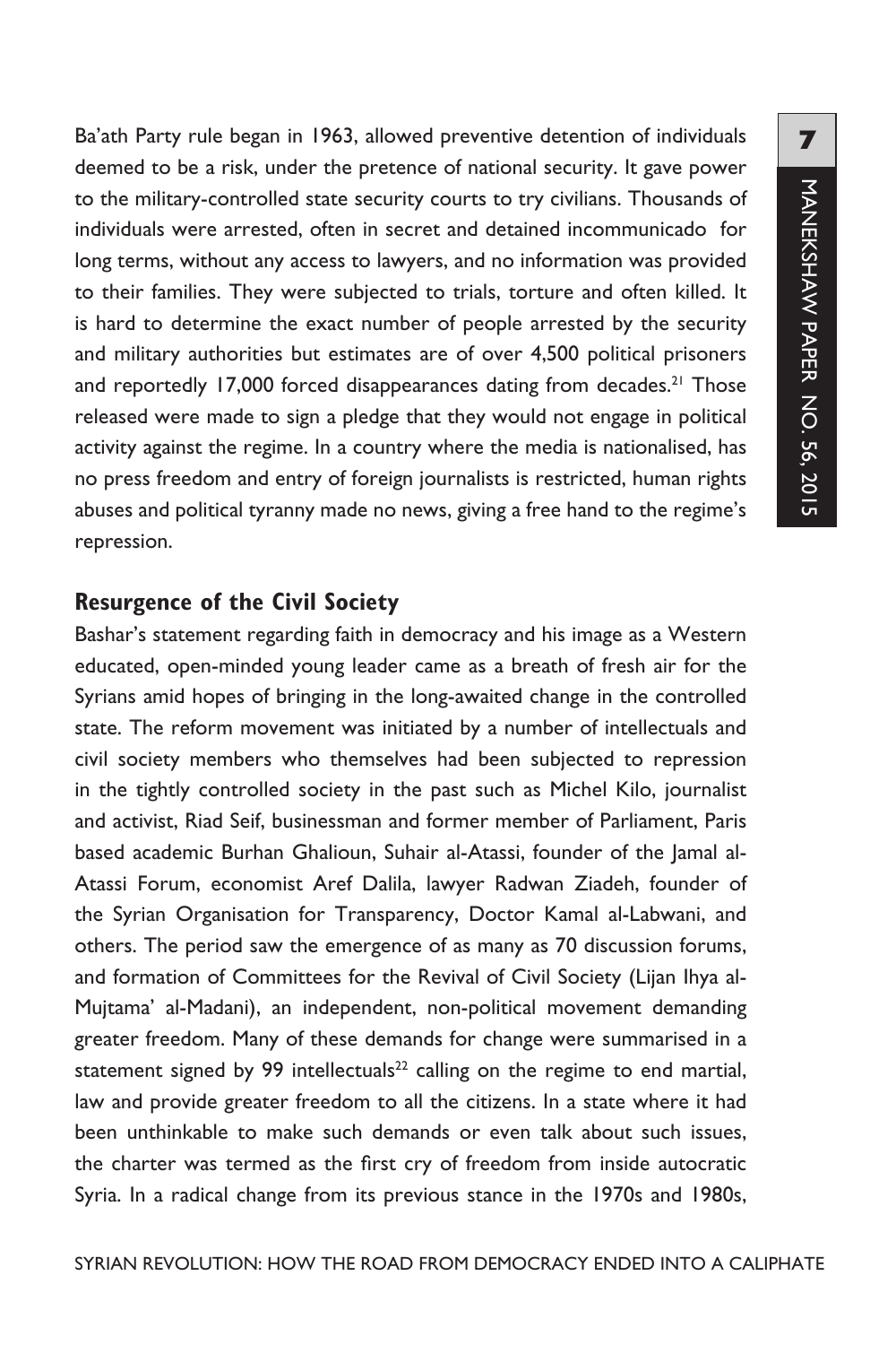Ba'ath Party rule began in 1963, allowed preventive detention of individuals deemed to be a risk, under the pretence of national security. It gave power to the military-controlled state security courts to try civilians. Thousands of individuals were arrested, often in secret and detained incommunicado for long terms, without any access to lawyers, and no information was provided to their families. They were subjected to trials, torture and often killed. It is hard to determine the exact number of people arrested by the security and military authorities but estimates are of over 4,500 political prisoners and reportedly 17,000 forced disappearances dating from decades.[21] Those released were made to sign a pledge that they would not engage in political activity against the regime. In a country where the media is nationalised, has no press freedom and entry of foreign journalists is restricted, human rights abuses and political tyranny made no news, giving a free hand to the regime's repression.

## Resurgence of the Civil Society

Bashar's statement regarding faith in democracy and his image as a Western educated, open-minded young leader came as a breath of fresh air for the Syrians amid hopes of bringing in the long-awaited change in the controlled state. The reform movement was initiated by a number of intellectuals and civil society members who themselves had been subjected to repression in the tightly controlled society in the past such as Michel Kilo, journalist and activist, Riad Seif, businessman and former member of Parliament, Paris based academic Burhan Ghalioun, Suhair al-Atassi, founder of the Jamal al-Atassi Forum, economist Aref Dalila, lawyer Radwan Ziadeh, founder of the Syrian Organisation for Transparency, Doctor Kamal al-Labwani, and others. The period saw the emergence of as many as 70 discussion forums, and formation of Committees for the Revival of Civil Society (Lijan Ihya al-Mujtama' al-Madani), an independent, non-political movement demanding greater freedom. Many of these demands for change were summarised in a statement signed by 99 intellectuals[22] calling on the regime to end martial, law and provide greater freedom to all the citizens. In a state where it had been unthinkable to make such demands or even talk about such issues, the charter was termed as the first cry of freedom from inside autocratic Syria. In a radical change from its previous stance in the 1970s and 1980s,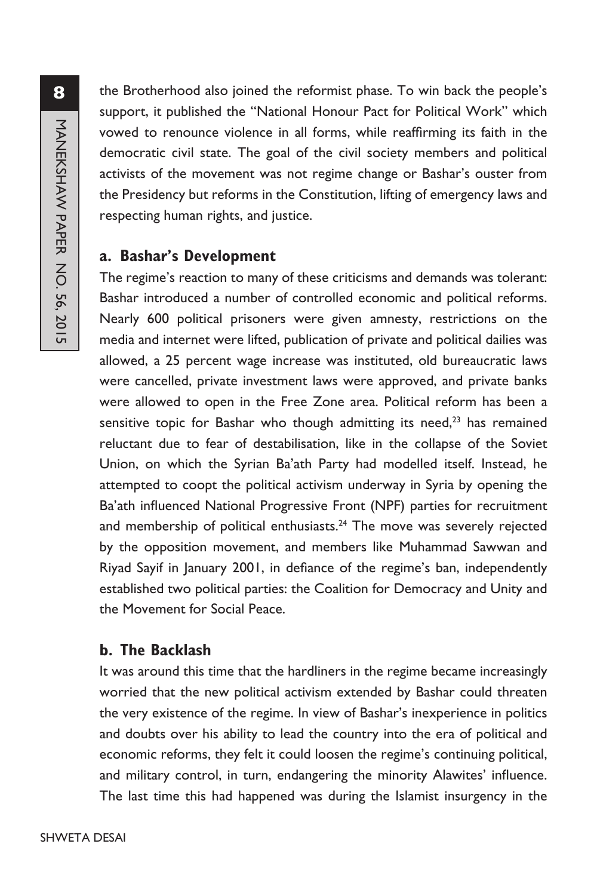the Brotherhood also joined the reformist phase. To win back the people's support, it published the "National Honour Pact for Political Work" which vowed to renounce violence in all forms, while reaffirming its faith in the democratic civil state. The goal of the civil society members and political activists of the movement was not regime change or Bashar's ouster from the Presidency but reforms in the Constitution, lifting of emergency laws and respecting human rights, and justice.

### a. Bashar's Development

The regime's reaction to many of these criticisms and demands was tolerant: Bashar introduced a number of controlled economic and political reforms. Nearly 600 political prisoners were given amnesty, restrictions on the media and internet were lifted, publication of private and political dailies was allowed, a 25 percent wage increase was instituted, old bureaucratic laws were cancelled, private investment laws were approved, and private banks were allowed to open in the Free Zone area. Political reform has been a sensitive topic for Bashar who though admitting its need,[23] has remained reluctant due to fear of destabilisation, like in the collapse of the Soviet Union, on which the Syrian Ba'ath Party had modelled itself. Instead, he attempted to coopt the political activism underway in Syria by opening the Ba'ath influenced National Progressive Front (NPF) parties for recruitment and membership of political enthusiasts.[24] The move was severely rejected by the opposition movement, and members like Muhammad Sawwan and Riyad Sayif in January 2001, in defiance of the regime's ban, independently established two political parties: the Coalition for Democracy and Unity and the Movement for Social Peace.

### b. The Backlash

It was around this time that the hardliners in the regime became increasingly worried that the new political activism extended by Bashar could threaten the very existence of the regime. In view of Bashar's inexperience in politics and doubts over his ability to lead the country into the era of political and economic reforms, they felt it could loosen the regime's continuing political, and military control, in turn, endangering the minority Alawites' influence. The last time this had happened was during the Islamist insurgency in the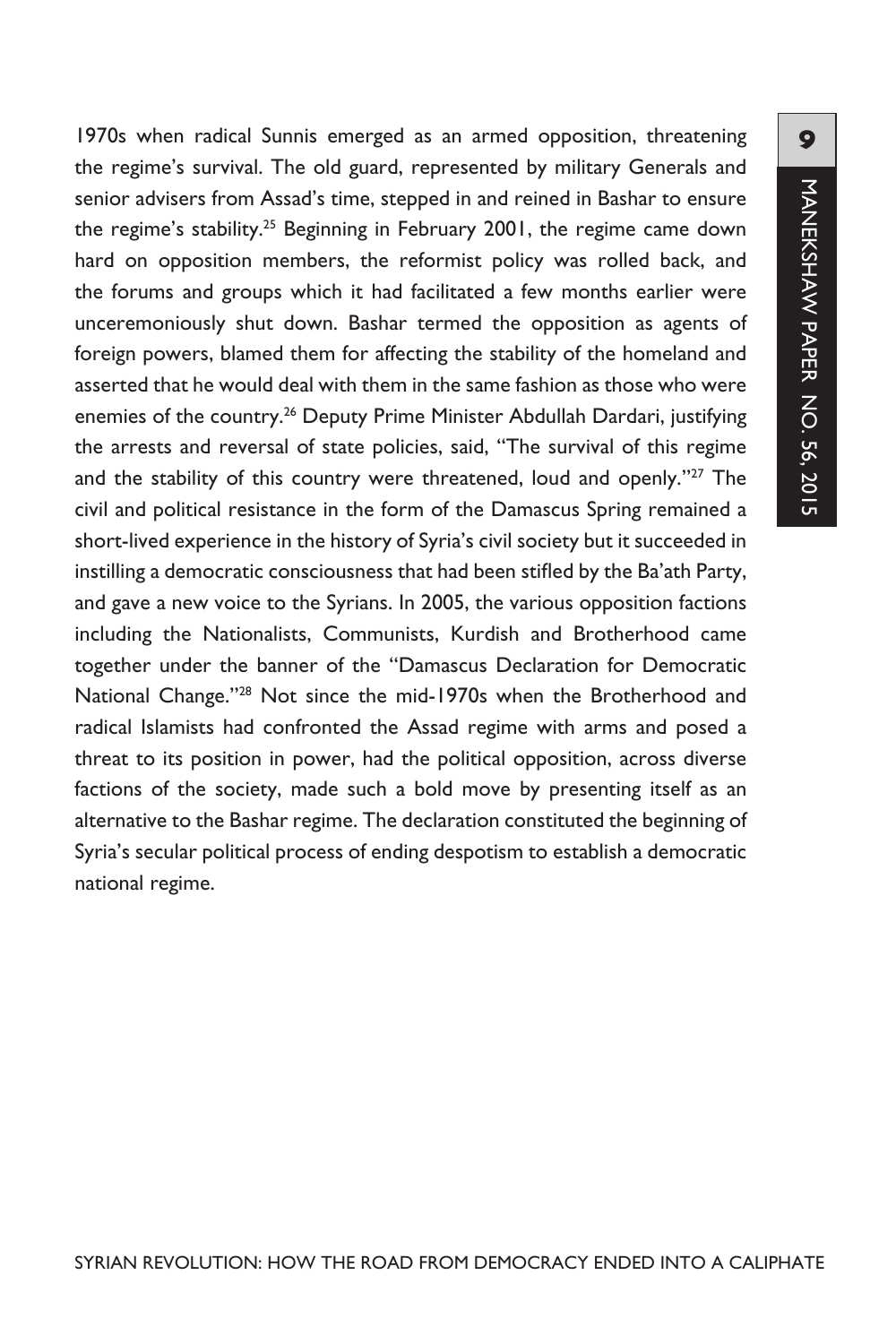1970s when radical Sunnis emerged as an armed opposition, threatening the regime's survival. The old guard, represented by military Generals and senior advisers from Assad's time, stepped in and reined in Bashar to ensure the regime's stability.[25] Beginning in February 2001, the regime came down hard on opposition members, the reformist policy was rolled back, and the forums and groups which it had facilitated a few months earlier were unceremoniously shut down. Bashar termed the opposition as agents of foreign powers, blamed them for affecting the stability of the homeland and asserted that he would deal with them in the same fashion as those who were enemies of the country.[26] Deputy Prime Minister Abdullah Dardari, justifying the arrests and reversal of state policies, said, "The survival of this regime and the stability of this country were threatened, loud and openly."[27] The civil and political resistance in the form of the Damascus Spring remained a short-lived experience in the history of Syria's civil society but it succeeded in instilling a democratic consciousness that had been stifled by the Ba'ath Party, and gave a new voice to the Syrians. In 2005, the various opposition factions including the Nationalists, Communists, Kurdish and Brotherhood came together under the banner of the "Damascus Declaration for Democratic National Change."[28] Not since the mid-1970s when the Brotherhood and radical Islamists had confronted the Assad regime with arms and posed a threat to its position in power, had the political opposition, across diverse factions of the society, made such a bold move by presenting itself as an alternative to the Bashar regime. The declaration constituted the beginning of Syria's secular political process of ending despotism to establish a democratic national regime.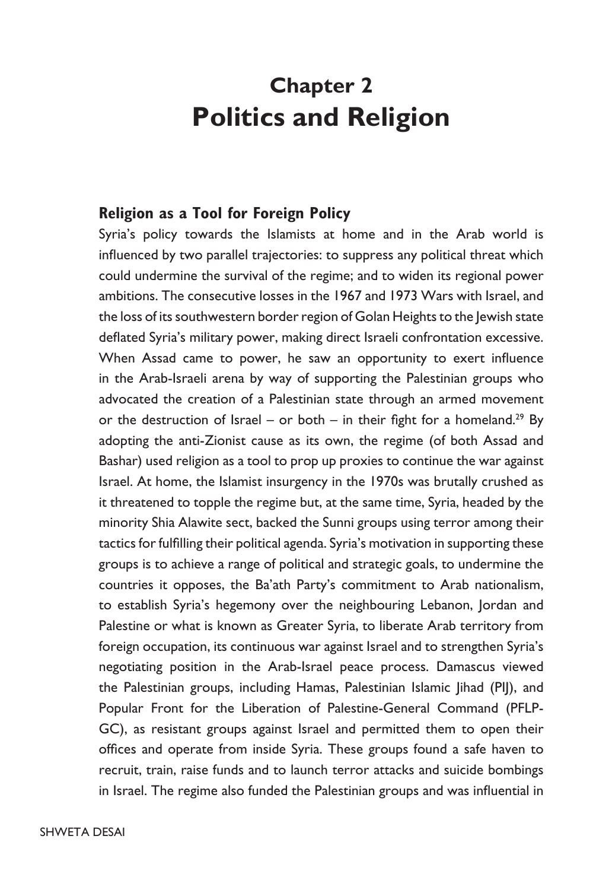# Chapter 2
# Politics and Religion

## Religion as a Tool for Foreign Policy

Syria's policy towards the Islamists at home and in the Arab world is influenced by two parallel trajectories: to suppress any political threat which could undermine the survival of the regime; and to widen its regional power ambitions. The consecutive losses in the 1967 and 1973 Wars with Israel, and the loss of its southwestern border region of Golan Heights to the Jewish state deflated Syria's military power, making direct Israeli confrontation excessive. When Assad came to power, he saw an opportunity to exert influence in the Arab-Israeli arena by way of supporting the Palestinian groups who advocated the creation of a Palestinian state through an armed movement or the destruction of Israel – or both – in their fight for a homeland.[29] By adopting the anti-Zionist cause as its own, the regime (of both Assad and Bashar) used religion as a tool to prop up proxies to continue the war against Israel. At home, the Islamist insurgency in the 1970s was brutally crushed as it threatened to topple the regime but, at the same time, Syria, headed by the minority Shia Alawite sect, backed the Sunni groups using terror among their tactics for fulfilling their political agenda. Syria's motivation in supporting these groups is to achieve a range of political and strategic goals, to undermine the countries it opposes, the Ba'ath Party's commitment to Arab nationalism, to establish Syria's hegemony over the neighbouring Lebanon, Jordan and Palestine or what is known as Greater Syria, to liberate Arab territory from foreign occupation, its continuous war against Israel and to strengthen Syria's negotiating position in the Arab-Israel peace process. Damascus viewed the Palestinian groups, including Hamas, Palestinian Islamic Jihad (PIJ), and Popular Front for the Liberation of Palestine-General Command (PFLP-GC), as resistant groups against Israel and permitted them to open their offices and operate from inside Syria. These groups found a safe haven to recruit, train, raise funds and to launch terror attacks and suicide bombings in Israel. The regime also funded the Palestinian groups and was influential in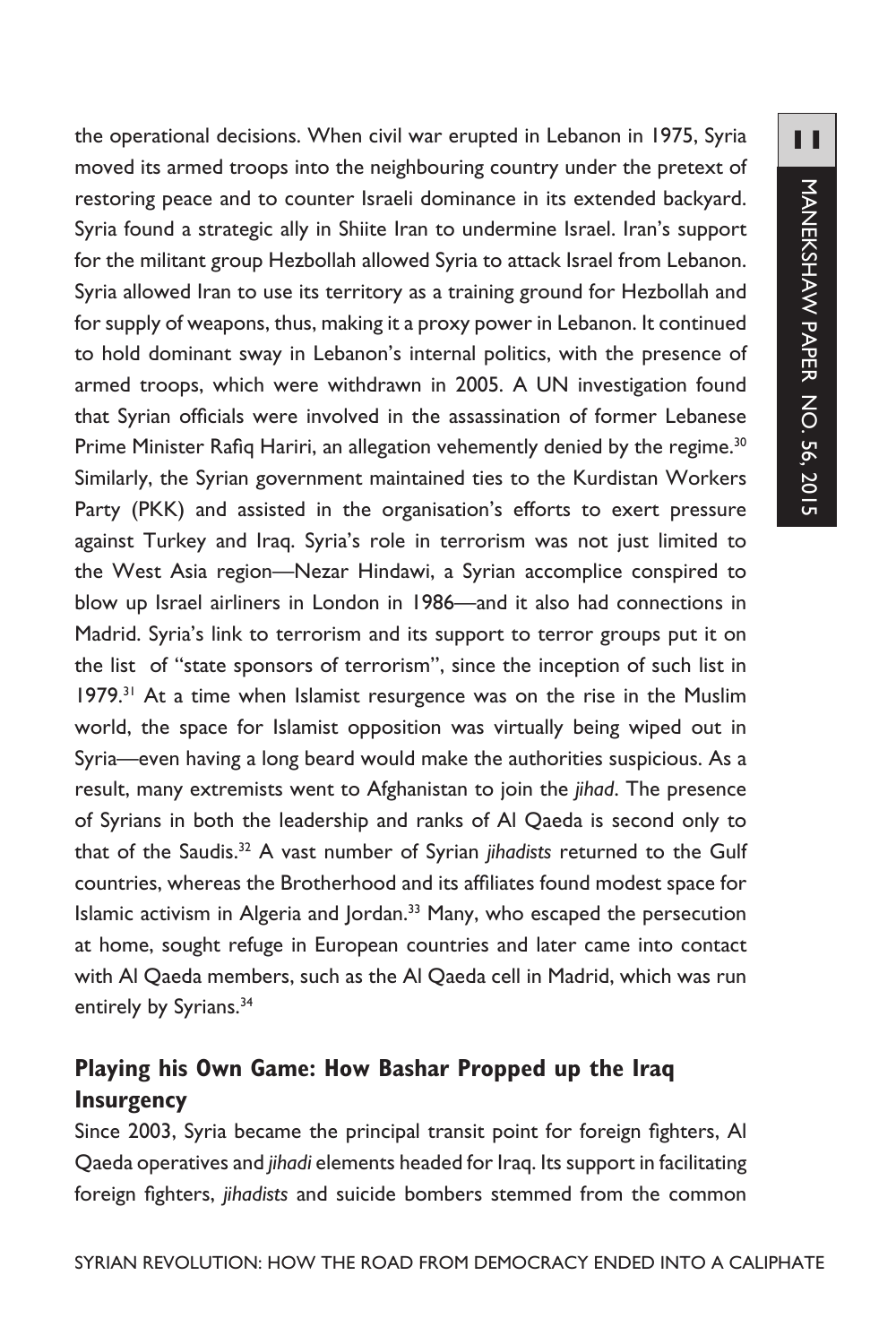the operational decisions. When civil war erupted in Lebanon in 1975, Syria moved its armed troops into the neighbouring country under the pretext of restoring peace and to counter Israeli dominance in its extended backyard. Syria found a strategic ally in Shiite Iran to undermine Israel. Iran's support for the militant group Hezbollah allowed Syria to attack Israel from Lebanon. Syria allowed Iran to use its territory as a training ground for Hezbollah and for supply of weapons, thus, making it a proxy power in Lebanon. It continued to hold dominant sway in Lebanon's internal politics, with the presence of armed troops, which were withdrawn in 2005. A UN investigation found that Syrian officials were involved in the assassination of former Lebanese Prime Minister Rafiq Hariri, an allegation vehemently denied by the regime.[30] Similarly, the Syrian government maintained ties to the Kurdistan Workers Party (PKK) and assisted in the organisation's efforts to exert pressure against Turkey and Iraq. Syria's role in terrorism was not just limited to the West Asia region—Nezar Hindawi, a Syrian accomplice conspired to blow up Israel airliners in London in 1986—and it also had connections in Madrid. Syria's link to terrorism and its support to terror groups put it on the list of "state sponsors of terrorism", since the inception of such list in 1979.[31] At a time when Islamist resurgence was on the rise in the Muslim world, the space for Islamist opposition was virtually being wiped out in Syria—even having a long beard would make the authorities suspicious. As a result, many extremists went to Afghanistan to join the *jihad*. The presence of Syrians in both the leadership and ranks of Al Qaeda is second only to that of the Saudis.[32] A vast number of Syrian *jihadists* returned to the Gulf countries, whereas the Brotherhood and its affiliates found modest space for Islamic activism in Algeria and Jordan.[33] Many, who escaped the persecution at home, sought refuge in European countries and later came into contact with Al Qaeda members, such as the Al Qaeda cell in Madrid, which was run entirely by Syrians.[34]

## Playing his Own Game: How Bashar Propped up the Iraq Insurgency

Since 2003, Syria became the principal transit point for foreign fighters, Al Qaeda operatives and *jihadi* elements headed for Iraq. Its support in facilitating foreign fighters, *jihadists* and suicide bombers stemmed from the common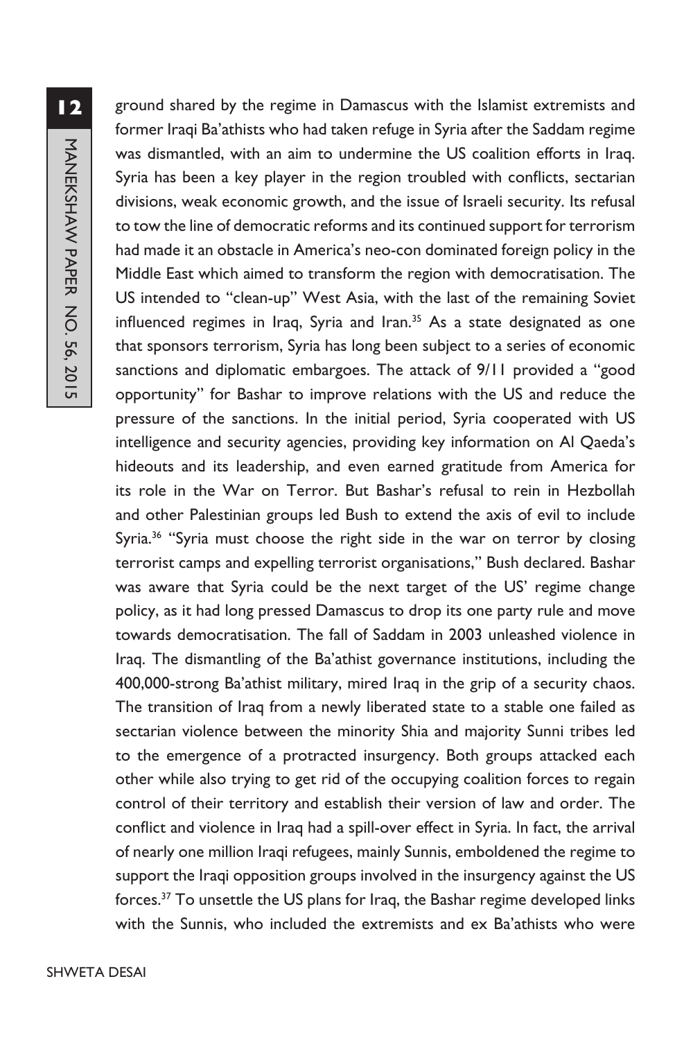ground shared by the regime in Damascus with the Islamist extremists and former Iraqi Ba'athists who had taken refuge in Syria after the Saddam regime was dismantled, with an aim to undermine the US coalition efforts in Iraq. Syria has been a key player in the region troubled with conflicts, sectarian divisions, weak economic growth, and the issue of Israeli security. Its refusal to tow the line of democratic reforms and its continued support for terrorism had made it an obstacle in America's neo-con dominated foreign policy in the Middle East which aimed to transform the region with democratisation. The US intended to "clean-up" West Asia, with the last of the remaining Soviet influenced regimes in Iraq, Syria and Iran.[35] As a state designated as one that sponsors terrorism, Syria has long been subject to a series of economic sanctions and diplomatic embargoes. The attack of 9/11 provided a "good opportunity" for Bashar to improve relations with the US and reduce the pressure of the sanctions. In the initial period, Syria cooperated with US intelligence and security agencies, providing key information on Al Qaeda's hideouts and its leadership, and even earned gratitude from America for its role in the War on Terror. But Bashar's refusal to rein in Hezbollah and other Palestinian groups led Bush to extend the axis of evil to include Syria.[36] "Syria must choose the right side in the war on terror by closing terrorist camps and expelling terrorist organisations," Bush declared. Bashar was aware that Syria could be the next target of the US' regime change policy, as it had long pressed Damascus to drop its one party rule and move towards democratisation. The fall of Saddam in 2003 unleashed violence in Iraq. The dismantling of the Ba'athist governance institutions, including the 400,000-strong Ba'athist military, mired Iraq in the grip of a security chaos. The transition of Iraq from a newly liberated state to a stable one failed as sectarian violence between the minority Shia and majority Sunni tribes led to the emergence of a protracted insurgency. Both groups attacked each other while also trying to get rid of the occupying coalition forces to regain control of their territory and establish their version of law and order. The conflict and violence in Iraq had a spill-over effect in Syria. In fact, the arrival of nearly one million Iraqi refugees, mainly Sunnis, emboldened the regime to support the Iraqi opposition groups involved in the insurgency against the US forces.[37] To unsettle the US plans for Iraq, the Bashar regime developed links with the Sunnis, who included the extremists and ex Ba'athists who were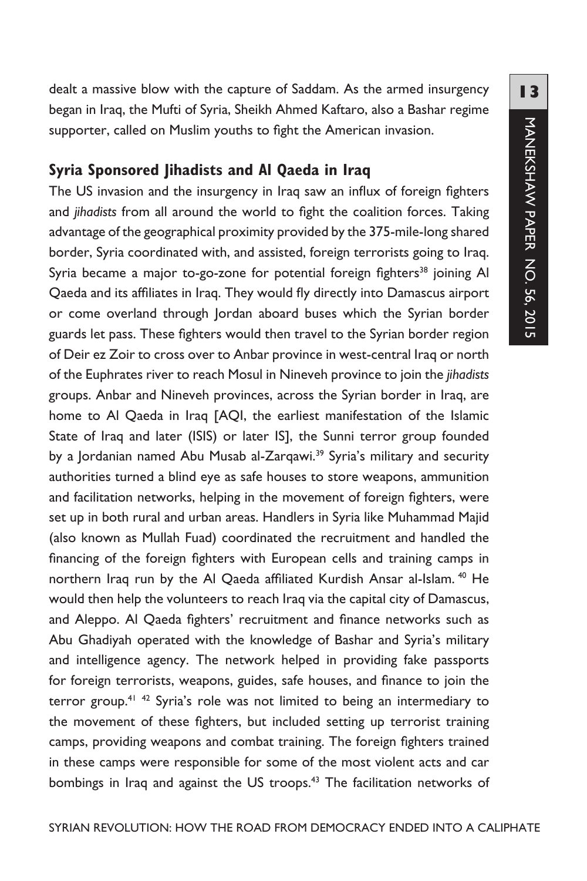dealt a massive blow with the capture of Saddam. As the armed insurgency began in Iraq, the Mufti of Syria, Sheikh Ahmed Kaftaro, also a Bashar regime supporter, called on Muslim youths to fight the American invasion.

## Syria Sponsored Jihadists and Al Qaeda in Iraq

The US invasion and the insurgency in Iraq saw an influx of foreign fighters and *jihadists* from all around the world to fight the coalition forces. Taking advantage of the geographical proximity provided by the 375-mile-long shared border, Syria coordinated with, and assisted, foreign terrorists going to Iraq. Syria became a major to-go-zone for potential foreign fighters[38] joining Al Qaeda and its affiliates in Iraq. They would fly directly into Damascus airport or come overland through Jordan aboard buses which the Syrian border guards let pass. These fighters would then travel to the Syrian border region of Deir ez Zoir to cross over to Anbar province in west-central Iraq or north of the Euphrates river to reach Mosul in Nineveh province to join the *jihadists* groups. Anbar and Nineveh provinces, across the Syrian border in Iraq, are home to Al Qaeda in Iraq [AQI, the earliest manifestation of the Islamic State of Iraq and later (ISIS) or later IS], the Sunni terror group founded by a Jordanian named Abu Musab al-Zarqawi.[39] Syria's military and security authorities turned a blind eye as safe houses to store weapons, ammunition and facilitation networks, helping in the movement of foreign fighters, were set up in both rural and urban areas. Handlers in Syria like Muhammad Majid (also known as Mullah Fuad) coordinated the recruitment and handled the financing of the foreign fighters with European cells and training camps in northern Iraq run by the Al Qaeda affiliated Kurdish Ansar al-Islam.[40] He would then help the volunteers to reach Iraq via the capital city of Damascus, and Aleppo. Al Qaeda fighters' recruitment and finance networks such as Abu Ghadiyah operated with the knowledge of Bashar and Syria's military and intelligence agency. The network helped in providing fake passports for foreign terrorists, weapons, guides, safe houses, and finance to join the terror group.[41] [42] Syria's role was not limited to being an intermediary to the movement of these fighters, but included setting up terrorist training camps, providing weapons and combat training. The foreign fighters trained in these camps were responsible for some of the most violent acts and car bombings in Iraq and against the US troops.[43] The facilitation networks of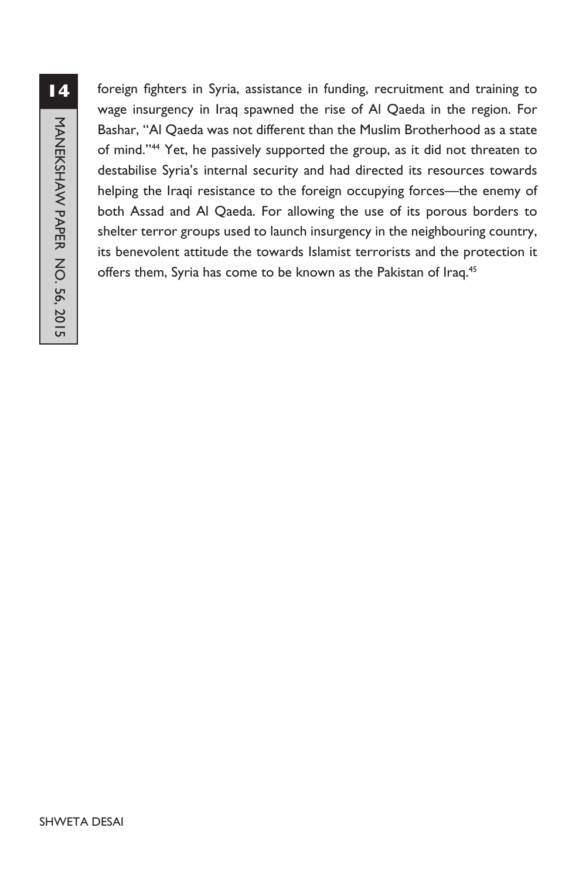foreign fighters in Syria, assistance in funding, recruitment and training to wage insurgency in Iraq spawned the rise of Al Qaeda in the region. For Bashar, "Al Qaeda was not different than the Muslim Brotherhood as a state of mind."[44] Yet, he passively supported the group, as it did not threaten to destabilise Syria's internal security and had directed its resources towards helping the Iraqi resistance to the foreign occupying forces—the enemy of both Assad and Al Qaeda. For allowing the use of its porous borders to shelter terror groups used to launch insurgency in the neighbouring country, its benevolent attitude the towards Islamist terrorists and the protection it offers them, Syria has come to be known as the Pakistan of Iraq.[45]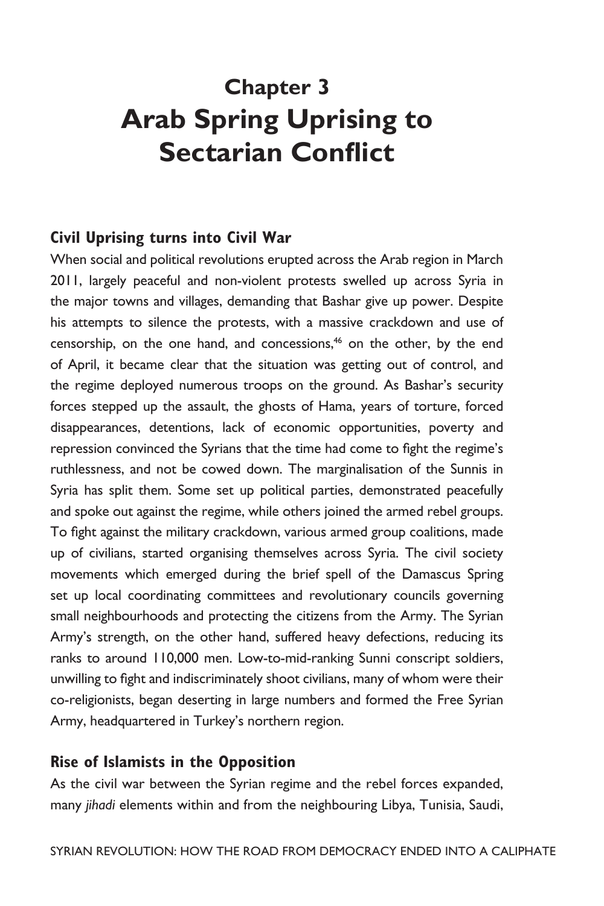# Chapter 3
# Arab Spring Uprising to Sectarian Conflict

## Civil Uprising turns into Civil War

When social and political revolutions erupted across the Arab region in March 2011, largely peaceful and non-violent protests swelled up across Syria in the major towns and villages, demanding that Bashar give up power. Despite his attempts to silence the protests, with a massive crackdown and use of censorship, on the one hand, and concessions,[46] on the other, by the end of April, it became clear that the situation was getting out of control, and the regime deployed numerous troops on the ground. As Bashar's security forces stepped up the assault, the ghosts of Hama, years of torture, forced disappearances, detentions, lack of economic opportunities, poverty and repression convinced the Syrians that the time had come to fight the regime's ruthlessness, and not be cowed down. The marginalisation of the Sunnis in Syria has split them. Some set up political parties, demonstrated peacefully and spoke out against the regime, while others joined the armed rebel groups. To fight against the military crackdown, various armed group coalitions, made up of civilians, started organising themselves across Syria. The civil society movements which emerged during the brief spell of the Damascus Spring set up local coordinating committees and revolutionary councils governing small neighbourhoods and protecting the citizens from the Army. The Syrian Army's strength, on the other hand, suffered heavy defections, reducing its ranks to around 110,000 men. Low-to-mid-ranking Sunni conscript soldiers, unwilling to fight and indiscriminately shoot civilians, many of whom were their co-religionists, began deserting in large numbers and formed the Free Syrian Army, headquartered in Turkey's northern region.

## Rise of Islamists in the Opposition

As the civil war between the Syrian regime and the rebel forces expanded, many *jihadi* elements within and from the neighbouring Libya, Tunisia, Saudi,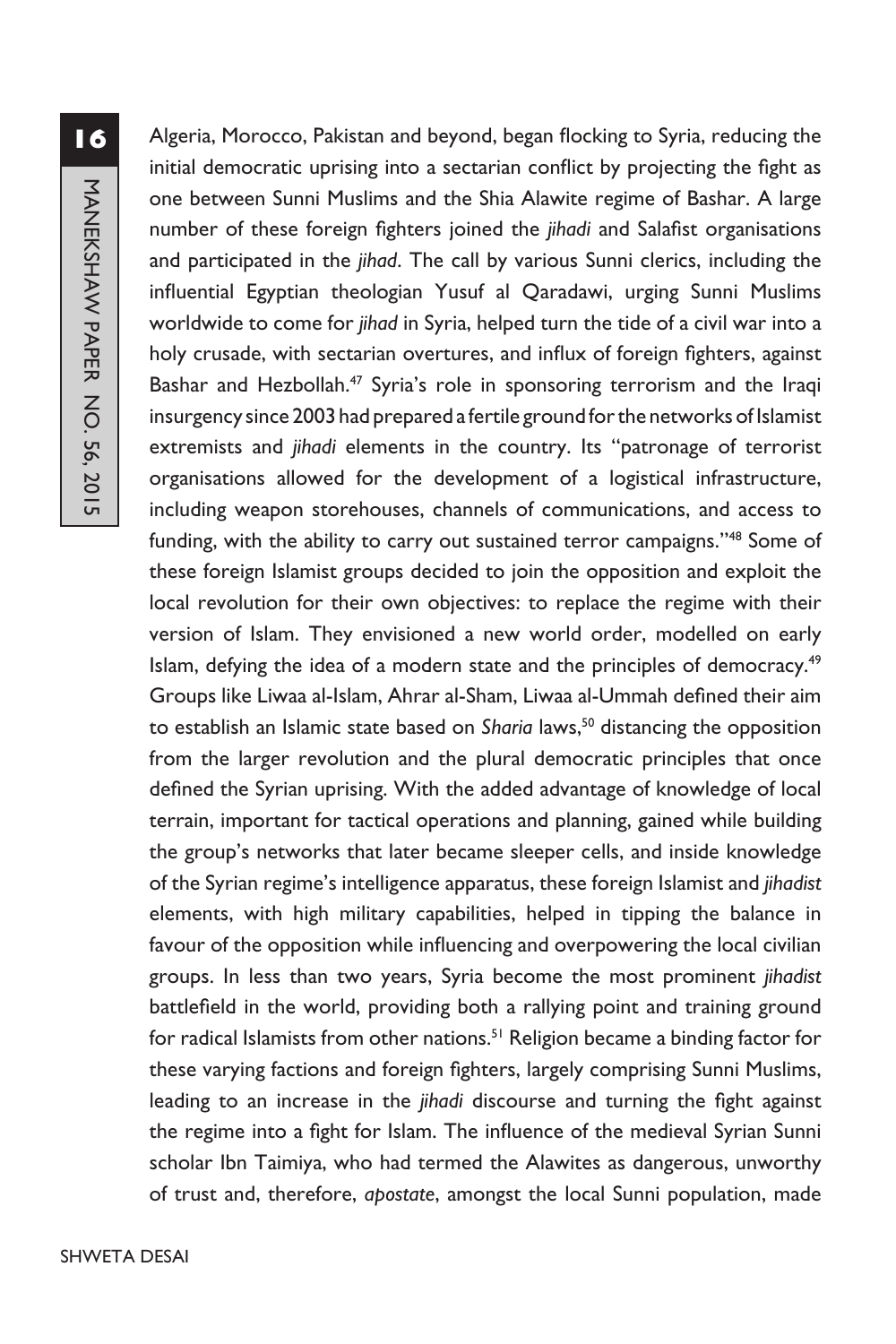Algeria, Morocco, Pakistan and beyond, began flocking to Syria, reducing the initial democratic uprising into a sectarian conflict by projecting the fight as one between Sunni Muslims and the Shia Alawite regime of Bashar. A large number of these foreign fighters joined the *jihadi* and Salafist organisations and participated in the *jihad*. The call by various Sunni clerics, including the influential Egyptian theologian Yusuf al Qaradawi, urging Sunni Muslims worldwide to come for *jihad* in Syria, helped turn the tide of a civil war into a holy crusade, with sectarian overtures, and influx of foreign fighters, against Bashar and Hezbollah.[47] Syria's role in sponsoring terrorism and the Iraqi insurgency since 2003 had prepared a fertile ground for the networks of Islamist extremists and *jihadi* elements in the country. Its "patronage of terrorist organisations allowed for the development of a logistical infrastructure, including weapon storehouses, channels of communications, and access to funding, with the ability to carry out sustained terror campaigns."[48] Some of these foreign Islamist groups decided to join the opposition and exploit the local revolution for their own objectives: to replace the regime with their version of Islam. They envisioned a new world order, modelled on early Islam, defying the idea of a modern state and the principles of democracy.[49] Groups like Liwaa al-Islam, Ahrar al-Sham, Liwaa al-Ummah defined their aim to establish an Islamic state based on *Sharia* laws,[50] distancing the opposition from the larger revolution and the plural democratic principles that once defined the Syrian uprising. With the added advantage of knowledge of local terrain, important for tactical operations and planning, gained while building the group's networks that later became sleeper cells, and inside knowledge of the Syrian regime's intelligence apparatus, these foreign Islamist and *jihadist* elements, with high military capabilities, helped in tipping the balance in favour of the opposition while influencing and overpowering the local civilian groups. In less than two years, Syria become the most prominent *jihadist* battlefield in the world, providing both a rallying point and training ground for radical Islamists from other nations.[51] Religion became a binding factor for these varying factions and foreign fighters, largely comprising Sunni Muslims, leading to an increase in the *jihadi* discourse and turning the fight against the regime into a fight for Islam. The influence of the medieval Syrian Sunni scholar Ibn Taimiya, who had termed the Alawites as dangerous, unworthy of trust and, therefore, *apostate*, amongst the local Sunni population, made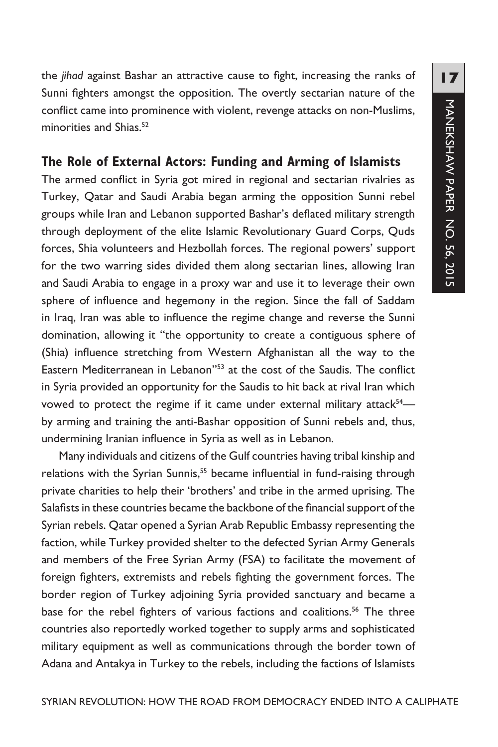the *jihad* against Bashar an attractive cause to fight, increasing the ranks of Sunni fighters amongst the opposition. The overtly sectarian nature of the conflict came into prominence with violent, revenge attacks on non-Muslims, minorities and Shias.[52]

### The Role of External Actors: Funding and Arming of Islamists

The armed conflict in Syria got mired in regional and sectarian rivalries as Turkey, Qatar and Saudi Arabia began arming the opposition Sunni rebel groups while Iran and Lebanon supported Bashar's deflated military strength through deployment of the elite Islamic Revolutionary Guard Corps, Quds forces, Shia volunteers and Hezbollah forces. The regional powers' support for the two warring sides divided them along sectarian lines, allowing Iran and Saudi Arabia to engage in a proxy war and use it to leverage their own sphere of influence and hegemony in the region. Since the fall of Saddam in Iraq, Iran was able to influence the regime change and reverse the Sunni domination, allowing it "the opportunity to create a contiguous sphere of (Shia) influence stretching from Western Afghanistan all the way to the Eastern Mediterranean in Lebanon"[53] at the cost of the Saudis. The conflict in Syria provided an opportunity for the Saudis to hit back at rival Iran which vowed to protect the regime if it came under external military attack[54]—by arming and training the anti-Bashar opposition of Sunni rebels and, thus, undermining Iranian influence in Syria as well as in Lebanon.

Many individuals and citizens of the Gulf countries having tribal kinship and relations with the Syrian Sunnis,[55] became influential in fund-raising through private charities to help their 'brothers' and tribe in the armed uprising. The Salafists in these countries became the backbone of the financial support of the Syrian rebels. Qatar opened a Syrian Arab Republic Embassy representing the faction, while Turkey provided shelter to the defected Syrian Army Generals and members of the Free Syrian Army (FSA) to facilitate the movement of foreign fighters, extremists and rebels fighting the government forces. The border region of Turkey adjoining Syria provided sanctuary and became a base for the rebel fighters of various factions and coalitions.[56] The three countries also reportedly worked together to supply arms and sophisticated military equipment as well as communications through the border town of Adana and Antakya in Turkey to the rebels, including the factions of Islamists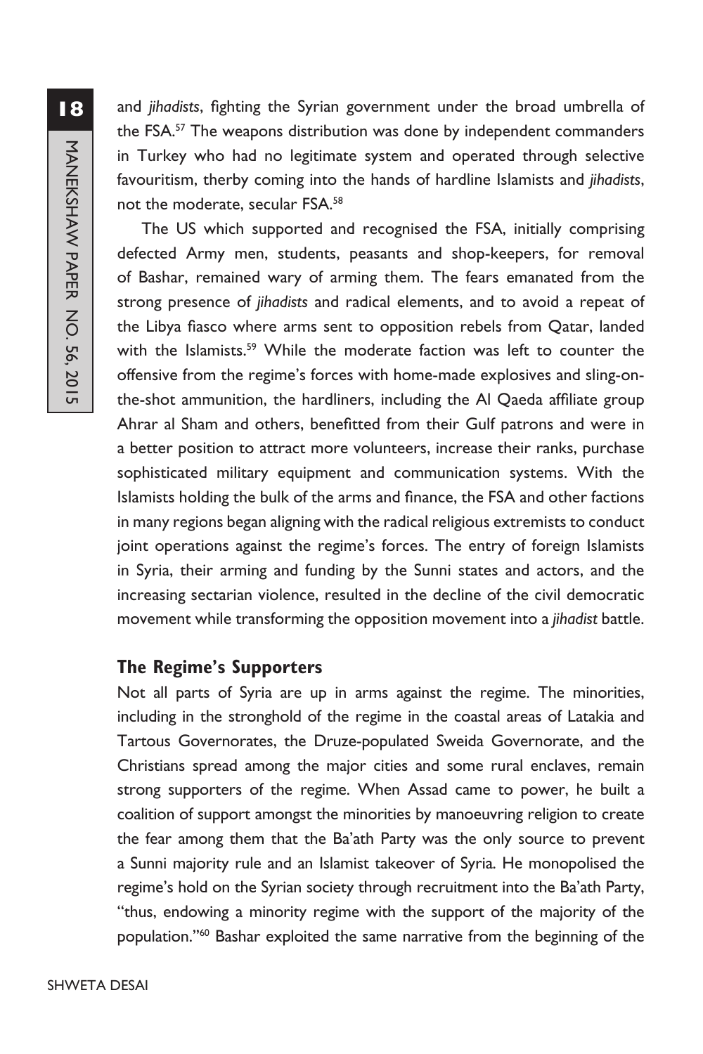and *jihadists*, fighting the Syrian government under the broad umbrella of the FSA.[57] The weapons distribution was done by independent commanders in Turkey who had no legitimate system and operated through selective favouritism, therby coming into the hands of hardline Islamists and *jihadists*, not the moderate, secular FSA.[58]

The US which supported and recognised the FSA, initially comprising defected Army men, students, peasants and shop-keepers, for removal of Bashar, remained wary of arming them. The fears emanated from the strong presence of *jihadists* and radical elements, and to avoid a repeat of the Libya fiasco where arms sent to opposition rebels from Qatar, landed with the Islamists.[59] While the moderate faction was left to counter the offensive from the regime's forces with home-made explosives and sling-on-the-shot ammunition, the hardliners, including the Al Qaeda affiliate group Ahrar al Sham and others, benefitted from their Gulf patrons and were in a better position to attract more volunteers, increase their ranks, purchase sophisticated military equipment and communication systems. With the Islamists holding the bulk of the arms and finance, the FSA and other factions in many regions began aligning with the radical religious extremists to conduct joint operations against the regime's forces. The entry of foreign Islamists in Syria, their arming and funding by the Sunni states and actors, and the increasing sectarian violence, resulted in the decline of the civil democratic movement while transforming the opposition movement into a *jihadist* battle.

## The Regime's Supporters

Not all parts of Syria are up in arms against the regime. The minorities, including in the stronghold of the regime in the coastal areas of Latakia and Tartous Governorates, the Druze-populated Sweida Governorate, and the Christians spread among the major cities and some rural enclaves, remain strong supporters of the regime. When Assad came to power, he built a coalition of support amongst the minorities by manoeuvring religion to create the fear among them that the Ba'ath Party was the only source to prevent a Sunni majority rule and an Islamist takeover of Syria. He monopolised the regime's hold on the Syrian society through recruitment into the Ba'ath Party, "thus, endowing a minority regime with the support of the majority of the population."[60] Bashar exploited the same narrative from the beginning of the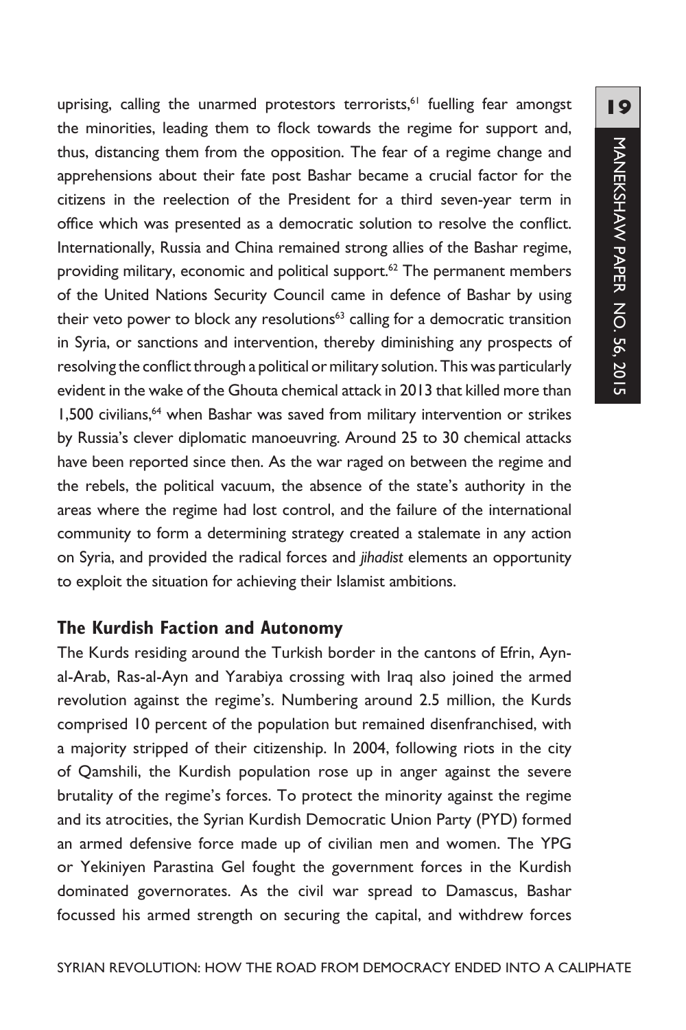uprising, calling the unarmed protestors terrorists,[61] fuelling fear amongst the minorities, leading them to flock towards the regime for support and, thus, distancing them from the opposition. The fear of a regime change and apprehensions about their fate post Bashar became a crucial factor for the citizens in the reelection of the President for a third seven-year term in office which was presented as a democratic solution to resolve the conflict. Internationally, Russia and China remained strong allies of the Bashar regime, providing military, economic and political support.[62] The permanent members of the United Nations Security Council came in defence of Bashar by using their veto power to block any resolutions[63] calling for a democratic transition in Syria, or sanctions and intervention, thereby diminishing any prospects of resolving the conflict through a political or military solution. This was particularly evident in the wake of the Ghouta chemical attack in 2013 that killed more than 1,500 civilians,[64] when Bashar was saved from military intervention or strikes by Russia's clever diplomatic manoeuvring. Around 25 to 30 chemical attacks have been reported since then. As the war raged on between the regime and the rebels, the political vacuum, the absence of the state's authority in the areas where the regime had lost control, and the failure of the international community to form a determining strategy created a stalemate in any action on Syria, and provided the radical forces and *jihadist* elements an opportunity to exploit the situation for achieving their Islamist ambitions.

## The Kurdish Faction and Autonomy

The Kurds residing around the Turkish border in the cantons of Efrin, Ayn-al-Arab, Ras-al-Ayn and Yarabiya crossing with Iraq also joined the armed revolution against the regime's. Numbering around 2.5 million, the Kurds comprised 10 percent of the population but remained disenfranchised, with a majority stripped of their citizenship. In 2004, following riots in the city of Qamshili, the Kurdish population rose up in anger against the severe brutality of the regime's forces. To protect the minority against the regime and its atrocities, the Syrian Kurdish Democratic Union Party (PYD) formed an armed defensive force made up of civilian men and women. The YPG or Yekiniyen Parastina Gel fought the government forces in the Kurdish dominated governorates. As the civil war spread to Damascus, Bashar focussed his armed strength on securing the capital, and withdrew forces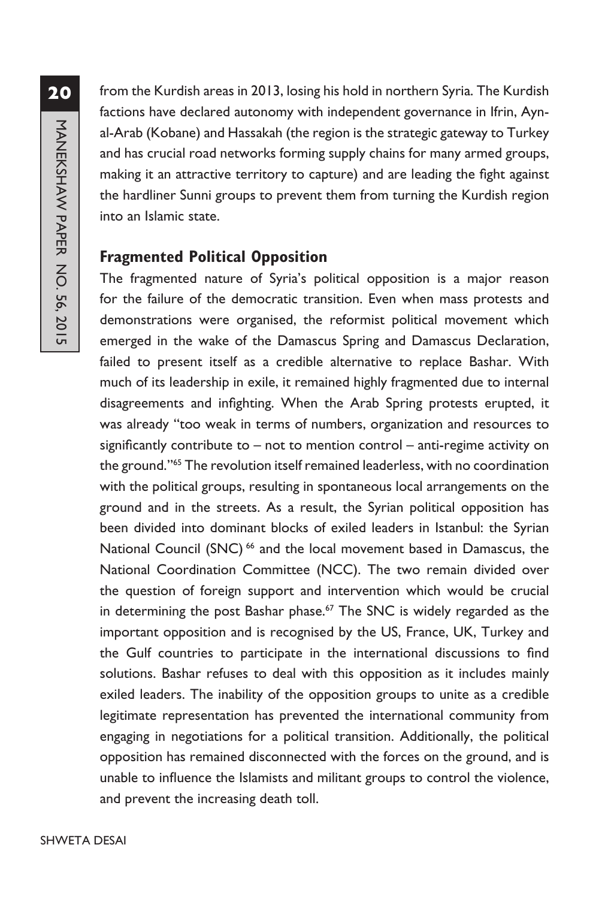from the Kurdish areas in 2013, losing his hold in northern Syria. The Kurdish factions have declared autonomy with independent governance in Ifrin, Ayn-al-Arab (Kobane) and Hassakah (the region is the strategic gateway to Turkey and has crucial road networks forming supply chains for many armed groups, making it an attractive territory to capture) and are leading the fight against the hardliner Sunni groups to prevent them from turning the Kurdish region into an Islamic state.

## Fragmented Political Opposition

The fragmented nature of Syria's political opposition is a major reason for the failure of the democratic transition. Even when mass protests and demonstrations were organised, the reformist political movement which emerged in the wake of the Damascus Spring and Damascus Declaration, failed to present itself as a credible alternative to replace Bashar. With much of its leadership in exile, it remained highly fragmented due to internal disagreements and infighting. When the Arab Spring protests erupted, it was already "too weak in terms of numbers, organization and resources to significantly contribute to – not to mention control – anti-regime activity on the ground."[65] The revolution itself remained leaderless, with no coordination with the political groups, resulting in spontaneous local arrangements on the ground and in the streets. As a result, the Syrian political opposition has been divided into dominant blocks of exiled leaders in Istanbul: the Syrian National Council (SNC) [66] and the local movement based in Damascus, the National Coordination Committee (NCC). The two remain divided over the question of foreign support and intervention which would be crucial in determining the post Bashar phase.[67] The SNC is widely regarded as the important opposition and is recognised by the US, France, UK, Turkey and the Gulf countries to participate in the international discussions to find solutions. Bashar refuses to deal with this opposition as it includes mainly exiled leaders. The inability of the opposition groups to unite as a credible legitimate representation has prevented the international community from engaging in negotiations for a political transition. Additionally, the political opposition has remained disconnected with the forces on the ground, and is unable to influence the Islamists and militant groups to control the violence, and prevent the increasing death toll.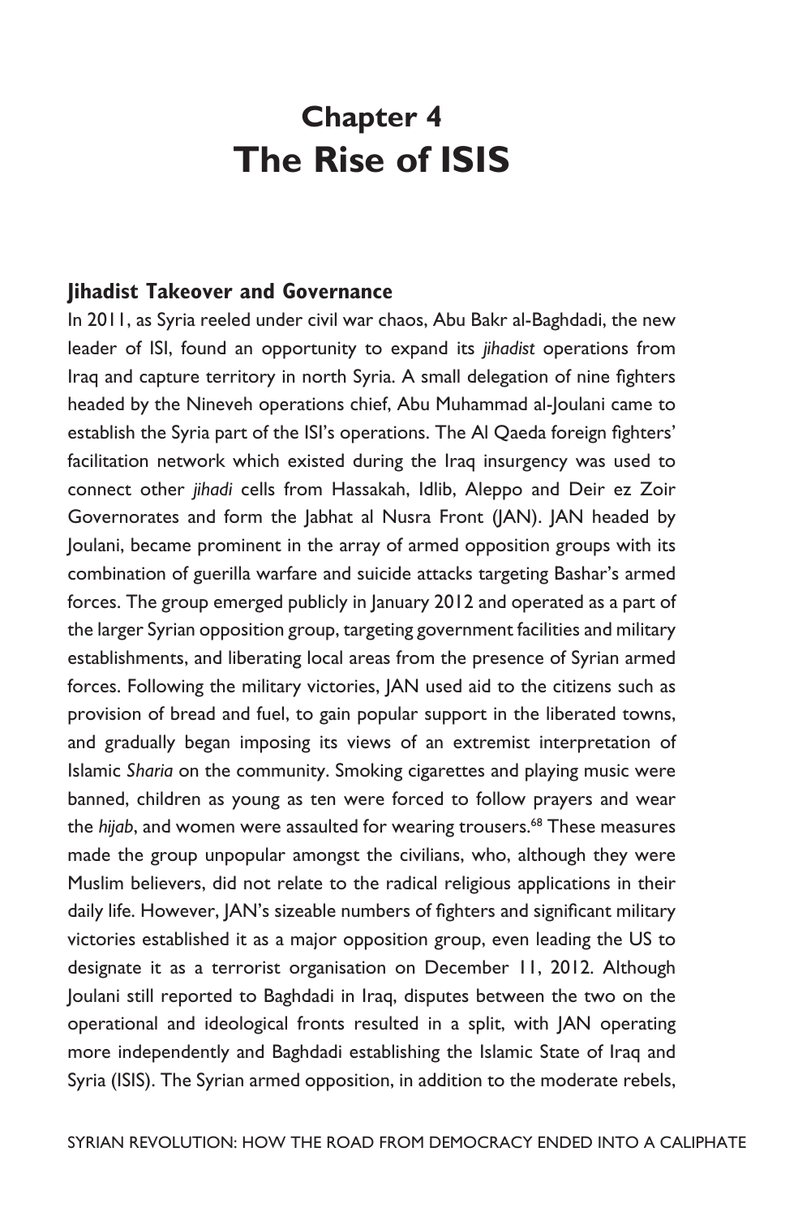# Chapter 4
# The Rise of ISIS

## Jihadist Takeover and Governance

In 2011, as Syria reeled under civil war chaos, Abu Bakr al-Baghdadi, the new leader of ISI, found an opportunity to expand its *jihadist* operations from Iraq and capture territory in north Syria. A small delegation of nine fighters headed by the Nineveh operations chief, Abu Muhammad al-Joulani came to establish the Syria part of the ISI's operations. The Al Qaeda foreign fighters' facilitation network which existed during the Iraq insurgency was used to connect other *jihadi* cells from Hassakah, Idlib, Aleppo and Deir ez Zoir Governorates and form the Jabhat al Nusra Front (JAN). JAN headed by Joulani, became prominent in the array of armed opposition groups with its combination of guerilla warfare and suicide attacks targeting Bashar's armed forces. The group emerged publicly in January 2012 and operated as a part of the larger Syrian opposition group, targeting government facilities and military establishments, and liberating local areas from the presence of Syrian armed forces. Following the military victories, JAN used aid to the citizens such as provision of bread and fuel, to gain popular support in the liberated towns, and gradually began imposing its views of an extremist interpretation of Islamic *Sharia* on the community. Smoking cigarettes and playing music were banned, children as young as ten were forced to follow prayers and wear the *hijab*, and women were assaulted for wearing trousers.[68] These measures made the group unpopular amongst the civilians, who, although they were Muslim believers, did not relate to the radical religious applications in their daily life. However, JAN's sizeable numbers of fighters and significant military victories established it as a major opposition group, even leading the US to designate it as a terrorist organisation on December 11, 2012. Although Joulani still reported to Baghdadi in Iraq, disputes between the two on the operational and ideological fronts resulted in a split, with JAN operating more independently and Baghdadi establishing the Islamic State of Iraq and Syria (ISIS). The Syrian armed opposition, in addition to the moderate rebels,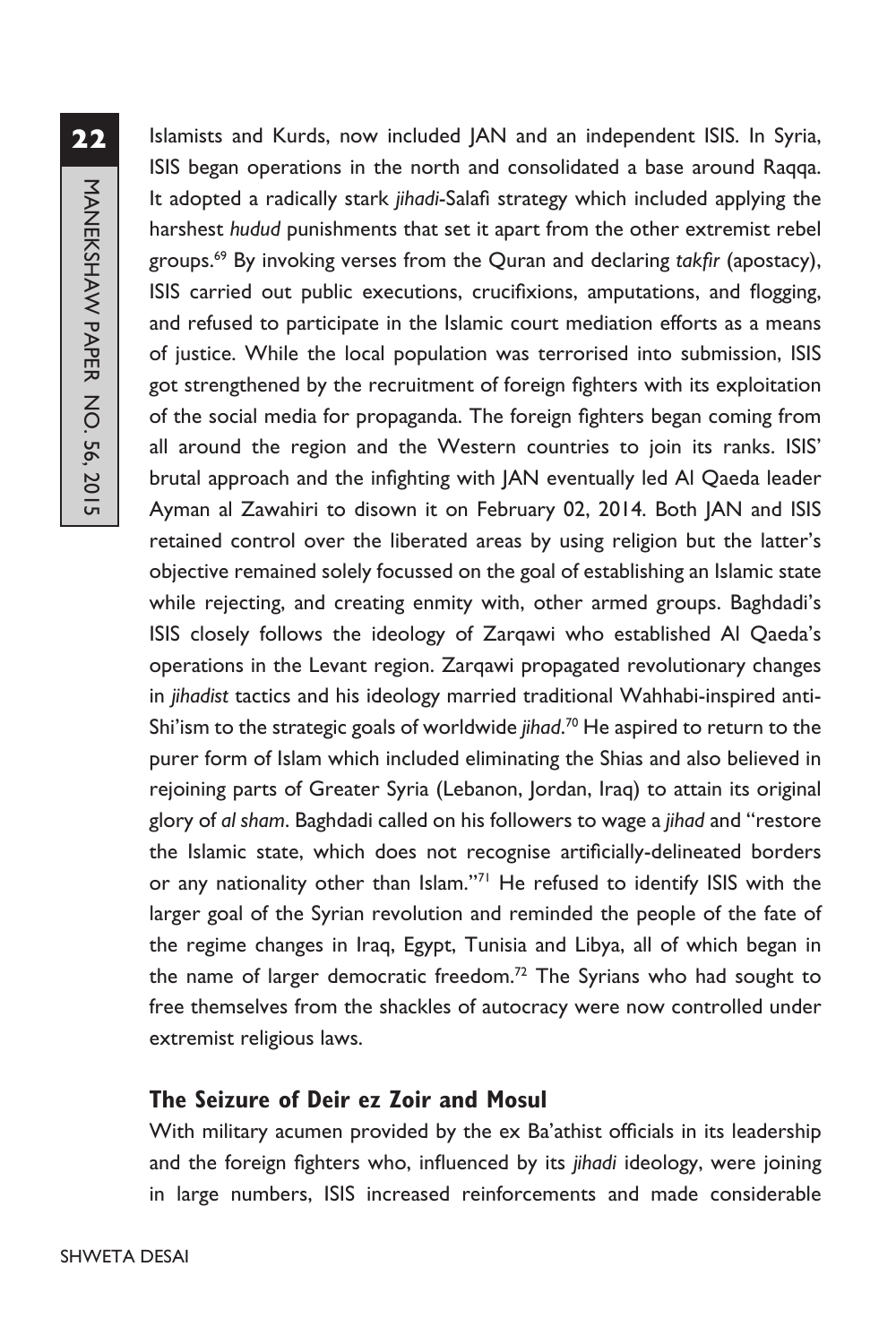Islamists and Kurds, now included JAN and an independent ISIS. In Syria, ISIS began operations in the north and consolidated a base around Raqqa. It adopted a radically stark *jihadi*-Salafi strategy which included applying the harshest *hudud* punishments that set it apart from the other extremist rebel groups.[69] By invoking verses from the Quran and declaring *takfir* (apostacy), ISIS carried out public executions, crucifixions, amputations, and flogging, and refused to participate in the Islamic court mediation efforts as a means of justice. While the local population was terrorised into submission, ISIS got strengthened by the recruitment of foreign fighters with its exploitation of the social media for propaganda. The foreign fighters began coming from all around the region and the Western countries to join its ranks. ISIS' brutal approach and the infighting with JAN eventually led Al Qaeda leader Ayman al Zawahiri to disown it on February 02, 2014. Both JAN and ISIS retained control over the liberated areas by using religion but the latter's objective remained solely focussed on the goal of establishing an Islamic state while rejecting, and creating enmity with, other armed groups. Baghdadi's ISIS closely follows the ideology of Zarqawi who established Al Qaeda's operations in the Levant region. Zarqawi propagated revolutionary changes in *jihadist* tactics and his ideology married traditional Wahhabi-inspired anti-Shi'ism to the strategic goals of worldwide *jihad*.[70] He aspired to return to the purer form of Islam which included eliminating the Shias and also believed in rejoining parts of Greater Syria (Lebanon, Jordan, Iraq) to attain its original glory of *al sham*. Baghdadi called on his followers to wage a *jihad* and "restore the Islamic state, which does not recognise artificially-delineated borders or any nationality other than Islam."[71] He refused to identify ISIS with the larger goal of the Syrian revolution and reminded the people of the fate of the regime changes in Iraq, Egypt, Tunisia and Libya, all of which began in the name of larger democratic freedom.[72] The Syrians who had sought to free themselves from the shackles of autocracy were now controlled under extremist religious laws.

## The Seizure of Deir ez Zoir and Mosul

With military acumen provided by the ex Ba'athist officials in its leadership and the foreign fighters who, influenced by its *jihadi* ideology, were joining in large numbers, ISIS increased reinforcements and made considerable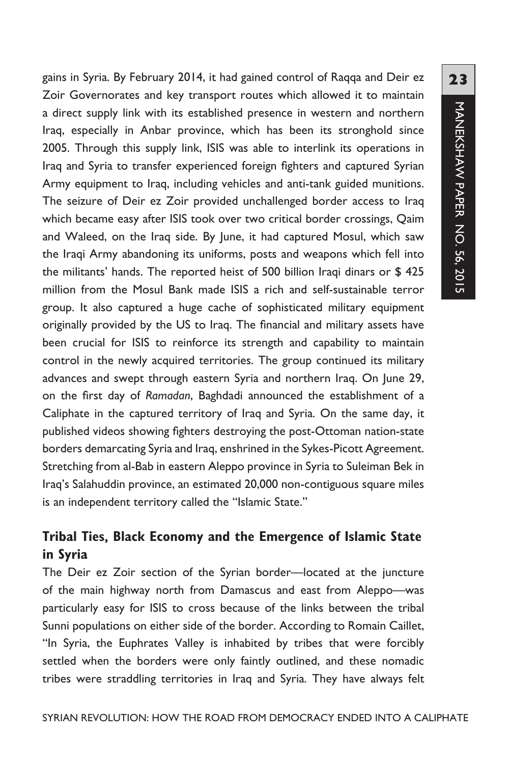gains in Syria. By February 2014, it had gained control of Raqqa and Deir ez Zoir Governorates and key transport routes which allowed it to maintain a direct supply link with its established presence in western and northern Iraq, especially in Anbar province, which has been its stronghold since 2005. Through this supply link, ISIS was able to interlink its operations in Iraq and Syria to transfer experienced foreign fighters and captured Syrian Army equipment to Iraq, including vehicles and anti-tank guided munitions. The seizure of Deir ez Zoir provided unchallenged border access to Iraq which became easy after ISIS took over two critical border crossings, Qaim and Waleed, on the Iraq side. By June, it had captured Mosul, which saw the Iraqi Army abandoning its uniforms, posts and weapons which fell into the militants' hands. The reported heist of 500 billion Iraqi dinars or $ 425 million from the Mosul Bank made ISIS a rich and self-sustainable terror group. It also captured a huge cache of sophisticated military equipment originally provided by the US to Iraq. The financial and military assets have been crucial for ISIS to reinforce its strength and capability to maintain control in the newly acquired territories. The group continued its military advances and swept through eastern Syria and northern Iraq. On June 29, on the first day of *Ramadan*, Baghdadi announced the establishment of a Caliphate in the captured territory of Iraq and Syria. On the same day, it published videos showing fighters destroying the post-Ottoman nation-state borders demarcating Syria and Iraq, enshrined in the Sykes-Picott Agreement. Stretching from al-Bab in eastern Aleppo province in Syria to Suleiman Bek in Iraq's Salahuddin province, an estimated 20,000 non-contiguous square miles is an independent territory called the "Islamic State."

## Tribal Ties, Black Economy and the Emergence of Islamic State in Syria

The Deir ez Zoir section of the Syrian border—located at the juncture of the main highway north from Damascus and east from Aleppo—was particularly easy for ISIS to cross because of the links between the tribal Sunni populations on either side of the border. According to Romain Caillet, "In Syria, the Euphrates Valley is inhabited by tribes that were forcibly settled when the borders were only faintly outlined, and these nomadic tribes were straddling territories in Iraq and Syria. They have always felt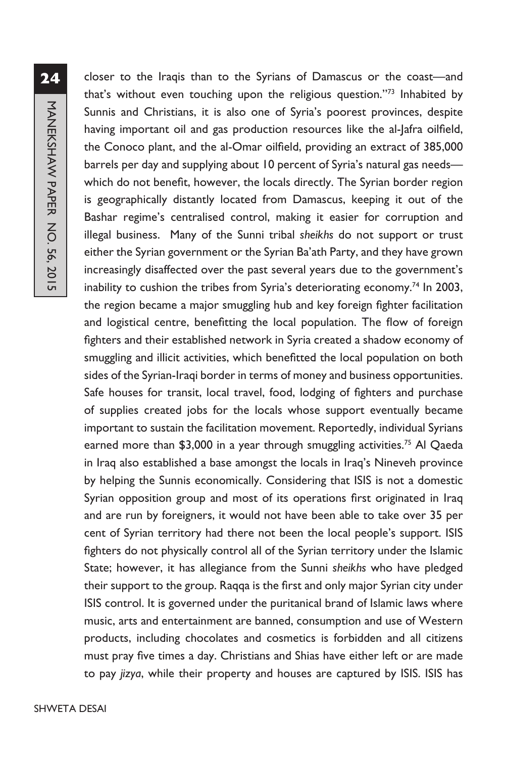closer to the Iraqis than to the Syrians of Damascus or the coast—and that's without even touching upon the religious question."[73] Inhabited by Sunnis and Christians, it is also one of Syria's poorest provinces, despite having important oil and gas production resources like the al-Jafra oilfield, the Conoco plant, and the al-Omar oilfield, providing an extract of 385,000 barrels per day and supplying about 10 percent of Syria's natural gas needs—which do not benefit, however, the locals directly. The Syrian border region is geographically distantly located from Damascus, keeping it out of the Bashar regime's centralised control, making it easier for corruption and illegal business. Many of the Sunni tribal *sheikhs* do not support or trust either the Syrian government or the Syrian Ba'ath Party, and they have grown increasingly disaffected over the past several years due to the government's inability to cushion the tribes from Syria's deteriorating economy.[74] In 2003, the region became a major smuggling hub and key foreign fighter facilitation and logistical centre, benefitting the local population. The flow of foreign fighters and their established network in Syria created a shadow economy of smuggling and illicit activities, which benefitted the local population on both sides of the Syrian-Iraqi border in terms of money and business opportunities. Safe houses for transit, local travel, food, lodging of fighters and purchase of supplies created jobs for the locals whose support eventually became important to sustain the facilitation movement. Reportedly, individual Syrians earned more than $3,000 in a year through smuggling activities.[75] Al Qaeda in Iraq also established a base amongst the locals in Iraq's Nineveh province by helping the Sunnis economically. Considering that ISIS is not a domestic Syrian opposition group and most of its operations first originated in Iraq and are run by foreigners, it would not have been able to take over 35 per cent of Syrian territory had there not been the local people's support. ISIS fighters do not physically control all of the Syrian territory under the Islamic State; however, it has allegiance from the Sunni *sheikhs* who have pledged their support to the group. Raqqa is the first and only major Syrian city under ISIS control. It is governed under the puritanical brand of Islamic laws where music, arts and entertainment are banned, consumption and use of Western products, including chocolates and cosmetics is forbidden and all citizens must pray five times a day. Christians and Shias have either left or are made to pay *jizya*, while their property and houses are captured by ISIS. ISIS has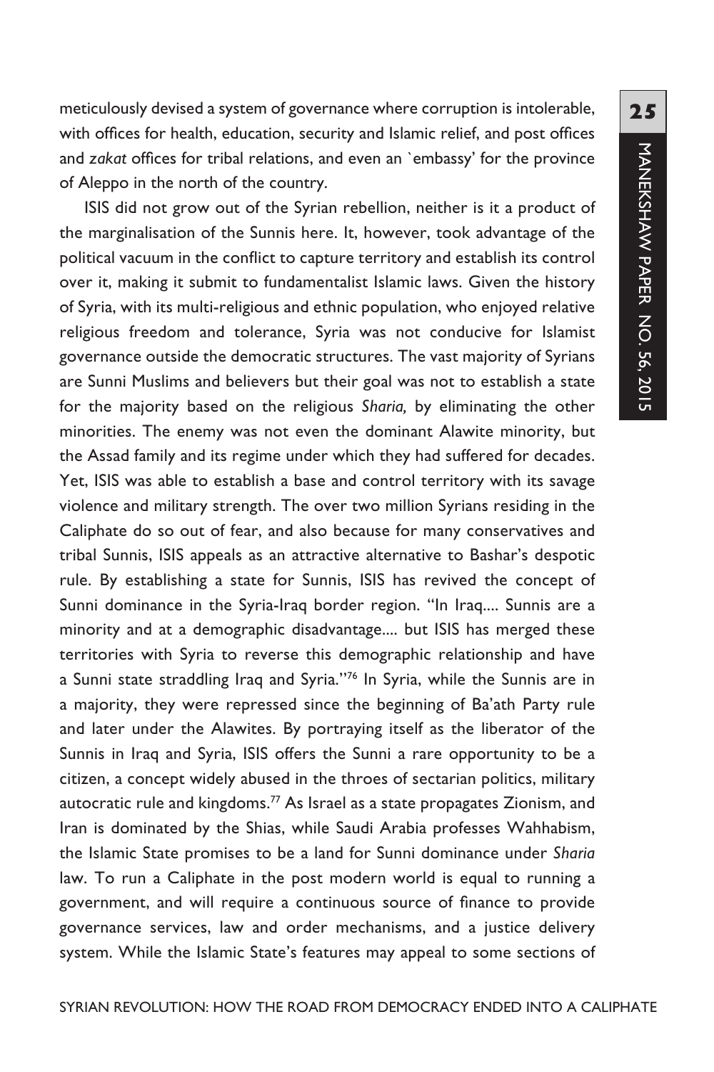meticulously devised a system of governance where corruption is intolerable, with offices for health, education, security and Islamic relief, and post offices and *zakat* offices for tribal relations, and even an `embassy' for the province of Aleppo in the north of the country.

ISIS did not grow out of the Syrian rebellion, neither is it a product of the marginalisation of the Sunnis here. It, however, took advantage of the political vacuum in the conflict to capture territory and establish its control over it, making it submit to fundamentalist Islamic laws. Given the history of Syria, with its multi-religious and ethnic population, who enjoyed relative religious freedom and tolerance, Syria was not conducive for Islamist governance outside the democratic structures. The vast majority of Syrians are Sunni Muslims and believers but their goal was not to establish a state for the majority based on the religious *Sharia,* by eliminating the other minorities. The enemy was not even the dominant Alawite minority, but the Assad family and its regime under which they had suffered for decades. Yet, ISIS was able to establish a base and control territory with its savage violence and military strength. The over two million Syrians residing in the Caliphate do so out of fear, and also because for many conservatives and tribal Sunnis, ISIS appeals as an attractive alternative to Bashar's despotic rule. By establishing a state for Sunnis, ISIS has revived the concept of Sunni dominance in the Syria-Iraq border region. "In Iraq.... Sunnis are a minority and at a demographic disadvantage.... but ISIS has merged these territories with Syria to reverse this demographic relationship and have a Sunni state straddling Iraq and Syria."[76] In Syria, while the Sunnis are in a majority, they were repressed since the beginning of Ba'ath Party rule and later under the Alawites. By portraying itself as the liberator of the Sunnis in Iraq and Syria, ISIS offers the Sunni a rare opportunity to be a citizen, a concept widely abused in the throes of sectarian politics, military autocratic rule and kingdoms.[77] As Israel as a state propagates Zionism, and Iran is dominated by the Shias, while Saudi Arabia professes Wahhabism, the Islamic State promises to be a land for Sunni dominance under *Sharia* law. To run a Caliphate in the post modern world is equal to running a government, and will require a continuous source of finance to provide governance services, law and order mechanisms, and a justice delivery system. While the Islamic State's features may appeal to some sections of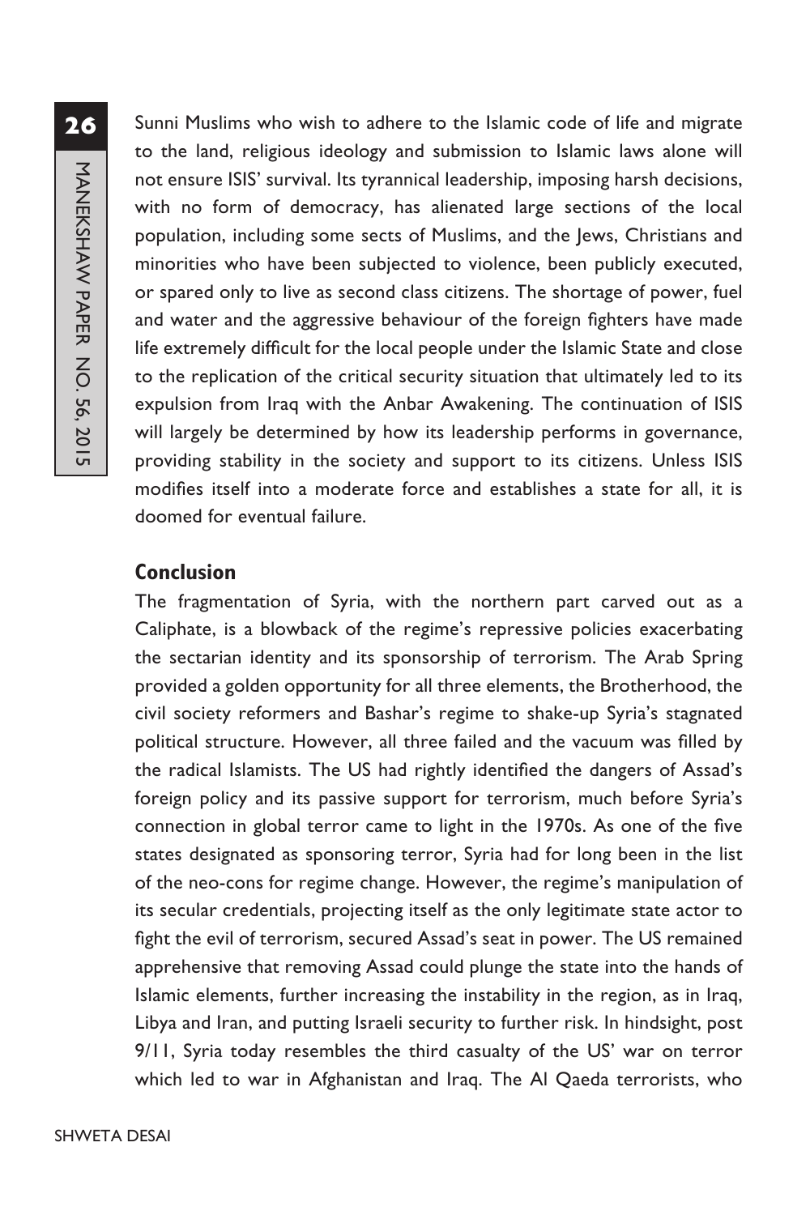Sunni Muslims who wish to adhere to the Islamic code of life and migrate to the land, religious ideology and submission to Islamic laws alone will not ensure ISIS' survival. Its tyrannical leadership, imposing harsh decisions, with no form of democracy, has alienated large sections of the local population, including some sects of Muslims, and the Jews, Christians and minorities who have been subjected to violence, been publicly executed, or spared only to live as second class citizens. The shortage of power, fuel and water and the aggressive behaviour of the foreign fighters have made life extremely difficult for the local people under the Islamic State and close to the replication of the critical security situation that ultimately led to its expulsion from Iraq with the Anbar Awakening. The continuation of ISIS will largely be determined by how its leadership performs in governance, providing stability in the society and support to its citizens. Unless ISIS modifies itself into a moderate force and establishes a state for all, it is doomed for eventual failure.

## Conclusion

The fragmentation of Syria, with the northern part carved out as a Caliphate, is a blowback of the regime's repressive policies exacerbating the sectarian identity and its sponsorship of terrorism. The Arab Spring provided a golden opportunity for all three elements, the Brotherhood, the civil society reformers and Bashar's regime to shake-up Syria's stagnated political structure. However, all three failed and the vacuum was filled by the radical Islamists. The US had rightly identified the dangers of Assad's foreign policy and its passive support for terrorism, much before Syria's connection in global terror came to light in the 1970s. As one of the five states designated as sponsoring terror, Syria had for long been in the list of the neo-cons for regime change. However, the regime's manipulation of its secular credentials, projecting itself as the only legitimate state actor to fight the evil of terrorism, secured Assad's seat in power. The US remained apprehensive that removing Assad could plunge the state into the hands of Islamic elements, further increasing the instability in the region, as in Iraq, Libya and Iran, and putting Israeli security to further risk. In hindsight, post 9/11, Syria today resembles the third casualty of the US' war on terror which led to war in Afghanistan and Iraq. The Al Qaeda terrorists, who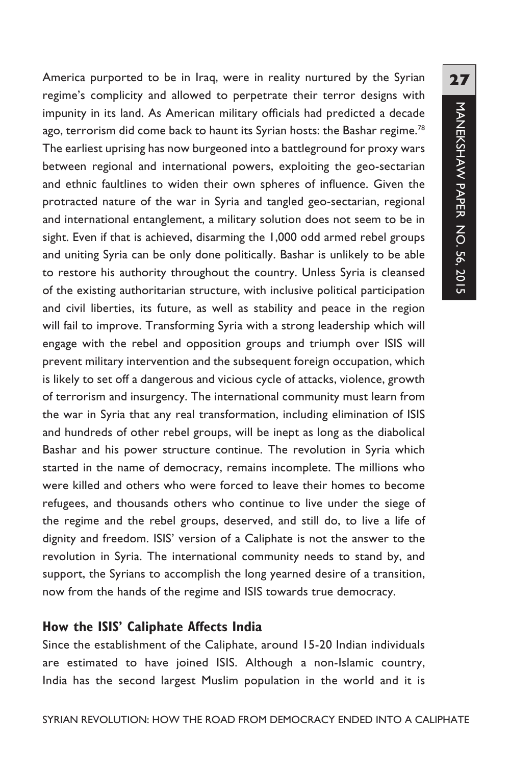America purported to be in Iraq, were in reality nurtured by the Syrian regime's complicity and allowed to perpetrate their terror designs with impunity in its land. As American military officials had predicted a decade ago, terrorism did come back to haunt its Syrian hosts: the Bashar regime.[78] The earliest uprising has now burgeoned into a battleground for proxy wars between regional and international powers, exploiting the geo-sectarian and ethnic faultlines to widen their own spheres of influence. Given the protracted nature of the war in Syria and tangled geo-sectarian, regional and international entanglement, a military solution does not seem to be in sight. Even if that is achieved, disarming the 1,000 odd armed rebel groups and uniting Syria can be only done politically. Bashar is unlikely to be able to restore his authority throughout the country. Unless Syria is cleansed of the existing authoritarian structure, with inclusive political participation and civil liberties, its future, as well as stability and peace in the region will fail to improve. Transforming Syria with a strong leadership which will engage with the rebel and opposition groups and triumph over ISIS will prevent military intervention and the subsequent foreign occupation, which is likely to set off a dangerous and vicious cycle of attacks, violence, growth of terrorism and insurgency. The international community must learn from the war in Syria that any real transformation, including elimination of ISIS and hundreds of other rebel groups, will be inept as long as the diabolical Bashar and his power structure continue. The revolution in Syria which started in the name of democracy, remains incomplete. The millions who were killed and others who were forced to leave their homes to become refugees, and thousands others who continue to live under the siege of the regime and the rebel groups, deserved, and still do, to live a life of dignity and freedom. ISIS' version of a Caliphate is not the answer to the revolution in Syria. The international community needs to stand by, and support, the Syrians to accomplish the long yearned desire of a transition, now from the hands of the regime and ISIS towards true democracy.

## How the ISIS' Caliphate Affects India

Since the establishment of the Caliphate, around 15-20 Indian individuals are estimated to have joined ISIS. Although a non-Islamic country, India has the second largest Muslim population in the world and it is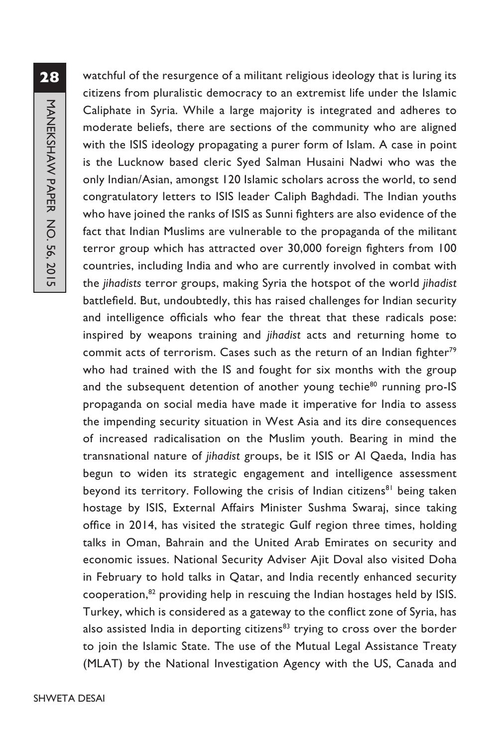watchful of the resurgence of a militant religious ideology that is luring its citizens from pluralistic democracy to an extremist life under the Islamic Caliphate in Syria. While a large majority is integrated and adheres to moderate beliefs, there are sections of the community who are aligned with the ISIS ideology propagating a purer form of Islam. A case in point is the Lucknow based cleric Syed Salman Husaini Nadwi who was the only Indian/Asian, amongst 120 Islamic scholars across the world, to send congratulatory letters to ISIS leader Caliph Baghdadi. The Indian youths who have joined the ranks of ISIS as Sunni fighters are also evidence of the fact that Indian Muslims are vulnerable to the propaganda of the militant terror group which has attracted over 30,000 foreign fighters from 100 countries, including India and who are currently involved in combat with the *jihadists* terror groups, making Syria the hotspot of the world *jihadist* battlefield. But, undoubtedly, this has raised challenges for Indian security and intelligence officials who fear the threat that these radicals pose: inspired by weapons training and *jihadist* acts and returning home to commit acts of terrorism. Cases such as the return of an Indian fighter[79] who had trained with the IS and fought for six months with the group and the subsequent detention of another young techie[80] running pro-IS propaganda on social media have made it imperative for India to assess the impending security situation in West Asia and its dire consequences of increased radicalisation on the Muslim youth. Bearing in mind the transnational nature of *jihadist* groups, be it ISIS or Al Qaeda, India has begun to widen its strategic engagement and intelligence assessment beyond its territory. Following the crisis of Indian citizens[81] being taken hostage by ISIS, External Affairs Minister Sushma Swaraj, since taking office in 2014, has visited the strategic Gulf region three times, holding talks in Oman, Bahrain and the United Arab Emirates on security and economic issues. National Security Adviser Ajit Doval also visited Doha in February to hold talks in Qatar, and India recently enhanced security cooperation,[82] providing help in rescuing the Indian hostages held by ISIS. Turkey, which is considered as a gateway to the conflict zone of Syria, has also assisted India in deporting citizens[83] trying to cross over the border to join the Islamic State. The use of the Mutual Legal Assistance Treaty (MLAT) by the National Investigation Agency with the US, Canada and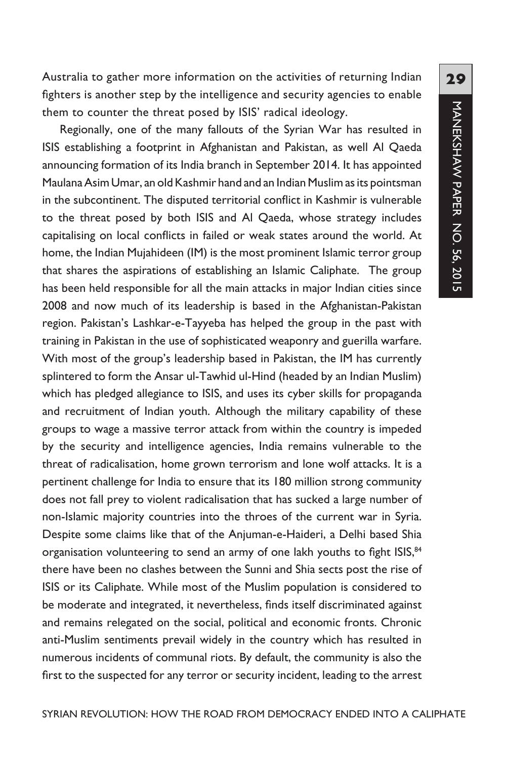Australia to gather more information on the activities of returning Indian fighters is another step by the intelligence and security agencies to enable them to counter the threat posed by ISIS' radical ideology.

Regionally, one of the many fallouts of the Syrian War has resulted in ISIS establishing a footprint in Afghanistan and Pakistan, as well Al Qaeda announcing formation of its India branch in September 2014. It has appointed Maulana Asim Umar, an old Kashmir hand and an Indian Muslim as its pointsman in the subcontinent. The disputed territorial conflict in Kashmir is vulnerable to the threat posed by both ISIS and Al Qaeda, whose strategy includes capitalising on local conflicts in failed or weak states around the world. At home, the Indian Mujahideen (IM) is the most prominent Islamic terror group that shares the aspirations of establishing an Islamic Caliphate. The group has been held responsible for all the main attacks in major Indian cities since 2008 and now much of its leadership is based in the Afghanistan-Pakistan region. Pakistan's Lashkar-e-Tayyeba has helped the group in the past with training in Pakistan in the use of sophisticated weaponry and guerilla warfare. With most of the group's leadership based in Pakistan, the IM has currently splintered to form the Ansar ul-Tawhid ul-Hind (headed by an Indian Muslim) which has pledged allegiance to ISIS, and uses its cyber skills for propaganda and recruitment of Indian youth. Although the military capability of these groups to wage a massive terror attack from within the country is impeded by the security and intelligence agencies, India remains vulnerable to the threat of radicalisation, home grown terrorism and lone wolf attacks. It is a pertinent challenge for India to ensure that its 180 million strong community does not fall prey to violent radicalisation that has sucked a large number of non-Islamic majority countries into the throes of the current war in Syria. Despite some claims like that of the Anjuman-e-Haideri, a Delhi based Shia organisation volunteering to send an army of one lakh youths to fight ISIS,[84] there have been no clashes between the Sunni and Shia sects post the rise of ISIS or its Caliphate. While most of the Muslim population is considered to be moderate and integrated, it nevertheless, finds itself discriminated against and remains relegated on the social, political and economic fronts. Chronic anti-Muslim sentiments prevail widely in the country which has resulted in numerous incidents of communal riots. By default, the community is also the first to the suspected for any terror or security incident, leading to the arrest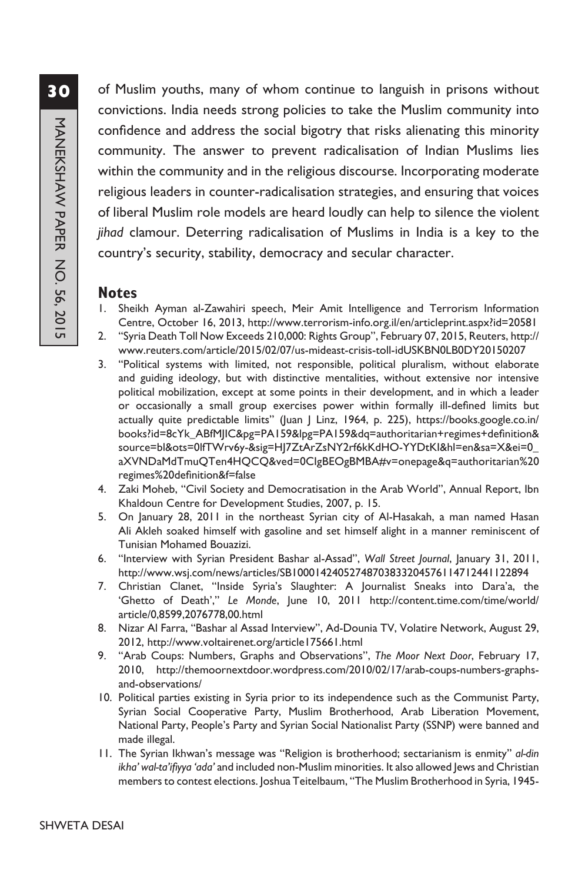of Muslim youths, many of whom continue to languish in prisons without convictions. India needs strong policies to take the Muslim community into confidence and address the social bigotry that risks alienating this minority community. The answer to prevent radicalisation of Indian Muslims lies within the community and in the religious discourse. Incorporating moderate religious leaders in counter-radicalisation strategies, and ensuring that voices of liberal Muslim role models are heard loudly can help to silence the violent *jihad* clamour. Deterring radicalisation of Muslims in India is a key to the country's security, stability, democracy and secular character.

## Notes

1. Sheikh Ayman al-Zawahiri speech, Meir Amit Intelligence and Terrorism Information Centre, October 16, 2013, http://www.terrorism-info.org.il/en/articleprint.aspx?id=20581
2. "Syria Death Toll Now Exceeds 210,000: Rights Group", February 07, 2015, Reuters, http://www.reuters.com/article/2015/02/07/us-mideast-crisis-toll-idUSKBN0LB0DY20150207
3. "Political systems with limited, not responsible, political pluralism, without elaborate and guiding ideology, but with distinctive mentalities, without extensive nor intensive political mobilization, except at some points in their development, and in which a leader or occasionally a small group exercises power within formally ill-defined limits but actually quite predictable limits" (Juan J Linz, 1964, p. 225), https://books.google.co.in/books?id=8cYk_ABfMJIC&pg=PA159&lpg=PA159&dq=authoritarian+regimes+definition&source=bl&ots=0lfTWrv6y-&sig=HJ7ZtArZsNY2rf6kKdHO-YYDtKI&hl=en&sa=X&ei=0_aXVNDaMdTmuQTen4HQCQ&ved=0CIgBEOgBMBA#v=onepage&q=authoritarian%20regimes%20definition&f=false
4. Zaki Moheb, "Civil Society and Democratisation in the Arab World", Annual Report, Ibn Khaldoun Centre for Development Studies, 2007, p. 15.
5. On January 28, 2011 in the northeast Syrian city of Al-Hasakah, a man named Hasan Ali Akleh soaked himself with gasoline and set himself alight in a manner reminiscent of Tunisian Mohamed Bouazizi.
6. "Interview with Syrian President Bashar al-Assad", *Wall Street Journal*, January 31, 2011, http://www.wsj.com/news/articles/SB10001424052748703833204576114712441122894
7. Christian Clanet, "Inside Syria's Slaughter: A Journalist Sneaks into Dara'a, the 'Ghetto of Death'," *Le Monde*, June 10, 2011 http://content.time.com/time/world/article/0,8599,2076778,00.html
8. Nizar Al Farra, "Bashar al Assad Interview", Ad-Dounia TV, Volatire Network, August 29, 2012, http://www.voltairenet.org/article175661.html
9. "Arab Coups: Numbers, Graphs and Observations", *The Moor Next Door*, February 17, 2010, http://themoornextdoor.wordpress.com/2010/02/17/arab-coups-numbers-graphs-and-observations/
10. Political parties existing in Syria prior to its independence such as the Communist Party, Syrian Social Cooperative Party, Muslim Brotherhood, Arab Liberation Movement, National Party, People's Party and Syrian Social Nationalist Party (SSNP) were banned and made illegal.
11. The Syrian Ikhwan's message was "Religion is brotherhood; sectarianism is enmity" *al-din ikha' wal-ta'ifiyya 'ada'* and included non-Muslim minorities. It also allowed Jews and Christian members to contest elections. Joshua Teitelbaum, "The Muslim Brotherhood in Syria, 1945-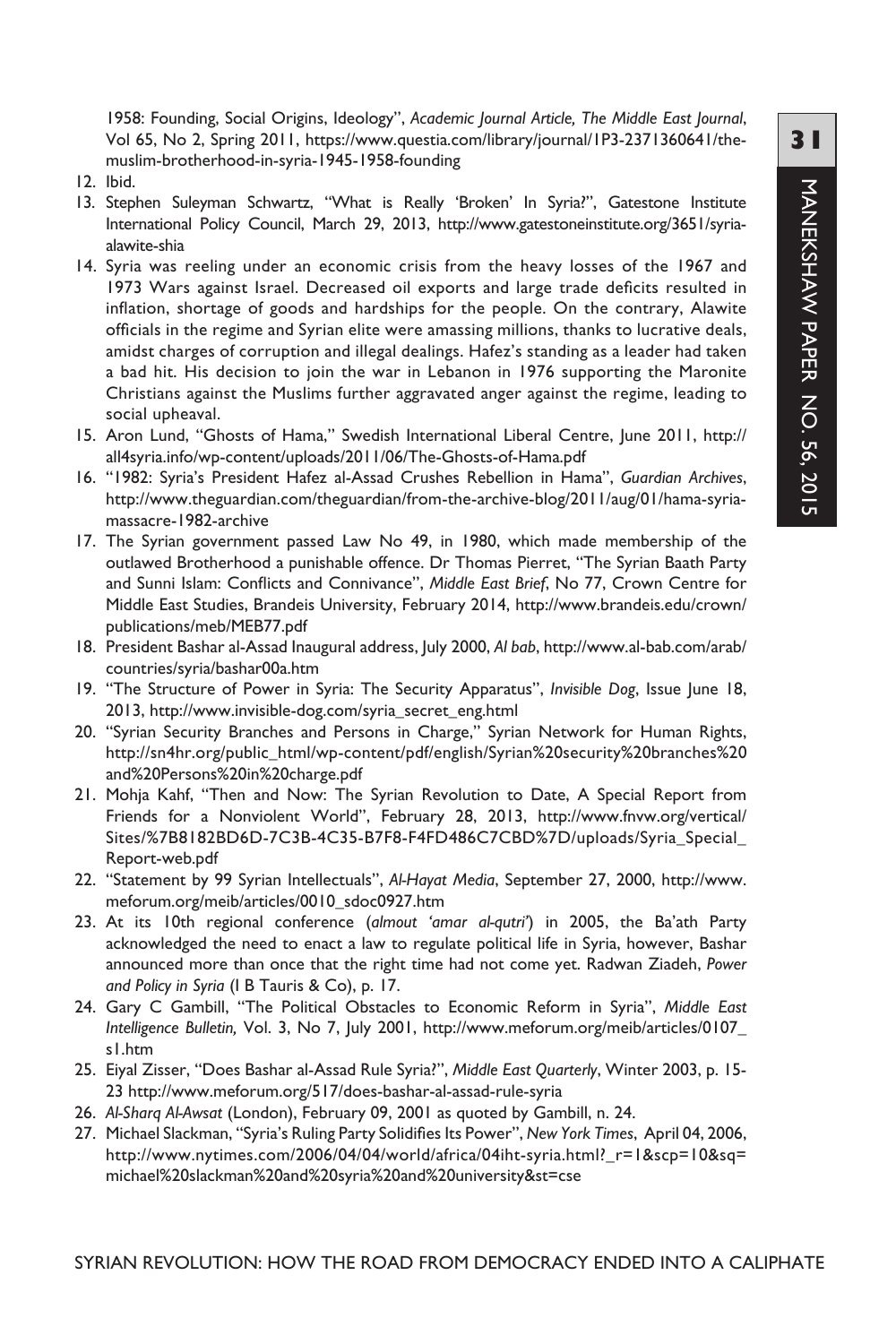1958: Founding, Social Origins, Ideology", *Academic Journal Article, The Middle East Journal*, Vol 65, No 2, Spring 2011, https://www.questia.com/library/journal/1P3-2371360641/the-muslim-brotherhood-in-syria-1945-1958-founding

12. Ibid.
13. Stephen Suleyman Schwartz, "What is Really 'Broken' In Syria?", Gatestone Institute International Policy Council, March 29, 2013, http://www.gatestoneinstitute.org/3651/syria-alawite-shia
14. Syria was reeling under an economic crisis from the heavy losses of the 1967 and 1973 Wars against Israel. Decreased oil exports and large trade deficits resulted in inflation, shortage of goods and hardships for the people. On the contrary, Alawite officials in the regime and Syrian elite were amassing millions, thanks to lucrative deals, amidst charges of corruption and illegal dealings. Hafez's standing as a leader had taken a bad hit. His decision to join the war in Lebanon in 1976 supporting the Maronite Christians against the Muslims further aggravated anger against the regime, leading to social upheaval.
15. Aron Lund, "Ghosts of Hama," Swedish International Liberal Centre, June 2011, http://all4syria.info/wp-content/uploads/2011/06/The-Ghosts-of-Hama.pdf
16. "1982: Syria's President Hafez al-Assad Crushes Rebellion in Hama", *Guardian Archives*, http://www.theguardian.com/theguardian/from-the-archive-blog/2011/aug/01/hama-syria-massacre-1982-archive
17. The Syrian government passed Law No 49, in 1980, which made membership of the outlawed Brotherhood a punishable offence. Dr Thomas Pierret, "The Syrian Baath Party and Sunni Islam: Conflicts and Connivance", *Middle East Brief*, No 77, Crown Centre for Middle East Studies, Brandeis University, February 2014, http://www.brandeis.edu/crown/publications/meb/MEB77.pdf
18. President Bashar al-Assad Inaugural address, July 2000, *Al bab*, http://www.al-bab.com/arab/countries/syria/bashar00a.htm
19. "The Structure of Power in Syria: The Security Apparatus", *Invisible Dog*, Issue June 18, 2013, http://www.invisible-dog.com/syria_secret_eng.html
20. "Syrian Security Branches and Persons in Charge," Syrian Network for Human Rights, http://sn4hr.org/public_html/wp-content/pdf/english/Syrian%20security%20branches%20and%20Persons%20in%20charge.pdf
21. Mohja Kahf, "Then and Now: The Syrian Revolution to Date, A Special Report from Friends for a Nonviolent World", February 28, 2013, http://www.fnvw.org/vertical/Sites/%7B8182BD6D-7C3B-4C35-B7F8-F4FD486C7CBD%7D/uploads/Syria_Special_Report-web.pdf
22. "Statement by 99 Syrian Intellectuals", *Al-Hayat Media*, September 27, 2000, http://www.meforum.org/meib/articles/0010_sdoc0927.htm
23. At its 10th regional conference (*almout 'amar al-qutri'*) in 2005, the Ba'ath Party acknowledged the need to enact a law to regulate political life in Syria, however, Bashar announced more than once that the right time had not come yet. Radwan Ziadeh, *Power and Policy in Syria* (I B Tauris & Co), p. 17.
24. Gary C Gambill, "The Political Obstacles to Economic Reform in Syria", *Middle East Intelligence Bulletin,* Vol. 3, No 7, July 2001, http://www.meforum.org/meib/articles/0107_s1.htm
25. Eiyal Zisser, "Does Bashar al-Assad Rule Syria?", *Middle East Quarterly*, Winter 2003, p. 15-23 http://www.meforum.org/517/does-bashar-al-assad-rule-syria
26. *Al-Sharq Al-Awsat* (London), February 09, 2001 as quoted by Gambill, n. 24.
27. Michael Slackman, "Syria's Ruling Party Solidifies Its Power", *New York Times*, April 04, 2006, http://www.nytimes.com/2006/04/04/world/africa/04iht-syria.html?_r=1&scp=10&sq=michael%20slackman%20and%20syria%20and%20university&st=cse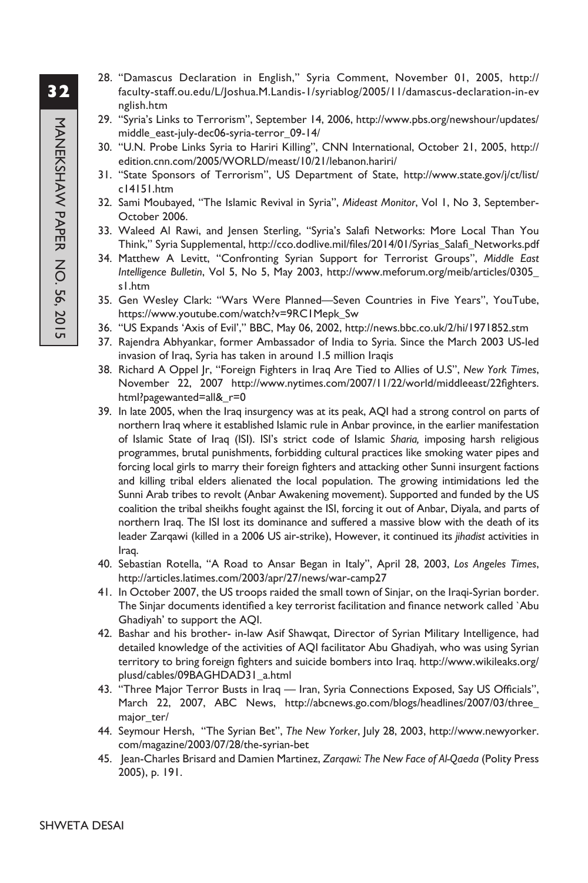28. "Damascus Declaration in English," Syria Comment, November 01, 2005, http://faculty-staff.ou.edu/L/Joshua.M.Landis-1/syriablog/2005/11/damascus-declaration-in-english.htm
29. "Syria's Links to Terrorism", September 14, 2006, http://www.pbs.org/newshour/updates/middle_east-july-dec06-syria-terror_09-14/
30. "U.N. Probe Links Syria to Hariri Killing", CNN International, October 21, 2005, http://edition.cnn.com/2005/WORLD/meast/10/21/lebanon.hariri/
31. "State Sponsors of Terrorism", US Department of State, http://www.state.gov/j/ct/list/c14151.htm
32. Sami Moubayed, "The Islamic Revival in Syria", *Mideast Monitor*, Vol 1, No 3, September-October 2006.
33. Waleed Al Rawi, and Jensen Sterling, "Syria's Salafi Networks: More Local Than You Think," Syria Supplemental, http://cco.dodlive.mil/files/2014/01/Syrias_Salafi_Networks.pdf
34. Matthew A Levitt, "Confronting Syrian Support for Terrorist Groups", *Middle East Intelligence Bulletin*, Vol 5, No 5, May 2003, http://www.meforum.org/meib/articles/0305_s1.htm
35. Gen Wesley Clark: "Wars Were Planned—Seven Countries in Five Years", YouTube, https://www.youtube.com/watch?v=9RC1Mepk_Sw
36. "US Expands 'Axis of Evil'," BBC, May 06, 2002, http://news.bbc.co.uk/2/hi/1971852.stm
37. Rajendra Abhyankar, former Ambassador of India to Syria. Since the March 2003 US-led invasion of Iraq, Syria has taken in around 1.5 million Iraqis
38. Richard A Oppel Jr, "Foreign Fighters in Iraq Are Tied to Allies of U.S", *New York Times*, November 22, 2007 http://www.nytimes.com/2007/11/22/world/middleeast/22fighters.html?pagewanted=all&_r=0
39. In late 2005, when the Iraq insurgency was at its peak, AQI had a strong control on parts of northern Iraq where it established Islamic rule in Anbar province, in the earlier manifestation of Islamic State of Iraq (ISI). ISI's strict code of Islamic *Sharia,* imposing harsh religious programmes, brutal punishments, forbidding cultural practices like smoking water pipes and forcing local girls to marry their foreign fighters and attacking other Sunni insurgent factions and killing tribal elders alienated the local population. The growing intimidations led the Sunni Arab tribes to revolt (Anbar Awakening movement). Supported and funded by the US coalition the tribal sheikhs fought against the ISI, forcing it out of Anbar, Diyala, and parts of northern Iraq. The ISI lost its dominance and suffered a massive blow with the death of its leader Zarqawi (killed in a 2006 US air-strike), However, it continued its *jihadist* activities in Iraq.
40. Sebastian Rotella, "A Road to Ansar Began in Italy", April 28, 2003, *Los Angeles Times*, http://articles.latimes.com/2003/apr/27/news/war-camp27
41. In October 2007, the US troops raided the small town of Sinjar, on the Iraqi-Syrian border. The Sinjar documents identified a key terrorist facilitation and finance network called `Abu Ghadiyah' to support the AQI.
42. Bashar and his brother- in-law Asif Shawqat, Director of Syrian Military Intelligence, had detailed knowledge of the activities of AQI facilitator Abu Ghadiyah, who was using Syrian territory to bring foreign fighters and suicide bombers into Iraq. http://www.wikileaks.org/plusd/cables/09BAGHDAD31_a.html
43. "Three Major Terror Busts in Iraq — Iran, Syria Connections Exposed, Say US Officials", March 22, 2007, ABC News, http://abcnews.go.com/blogs/headlines/2007/03/three_major_ter/
44. Seymour Hersh, "The Syrian Bet", *The New Yorker*, July 28, 2003, http://www.newyorker.com/magazine/2003/07/28/the-syrian-bet
45. Jean-Charles Brisard and Damien Martinez, *Zarqawi: The New Face of Al-Qaeda* (Polity Press 2005), p. 191.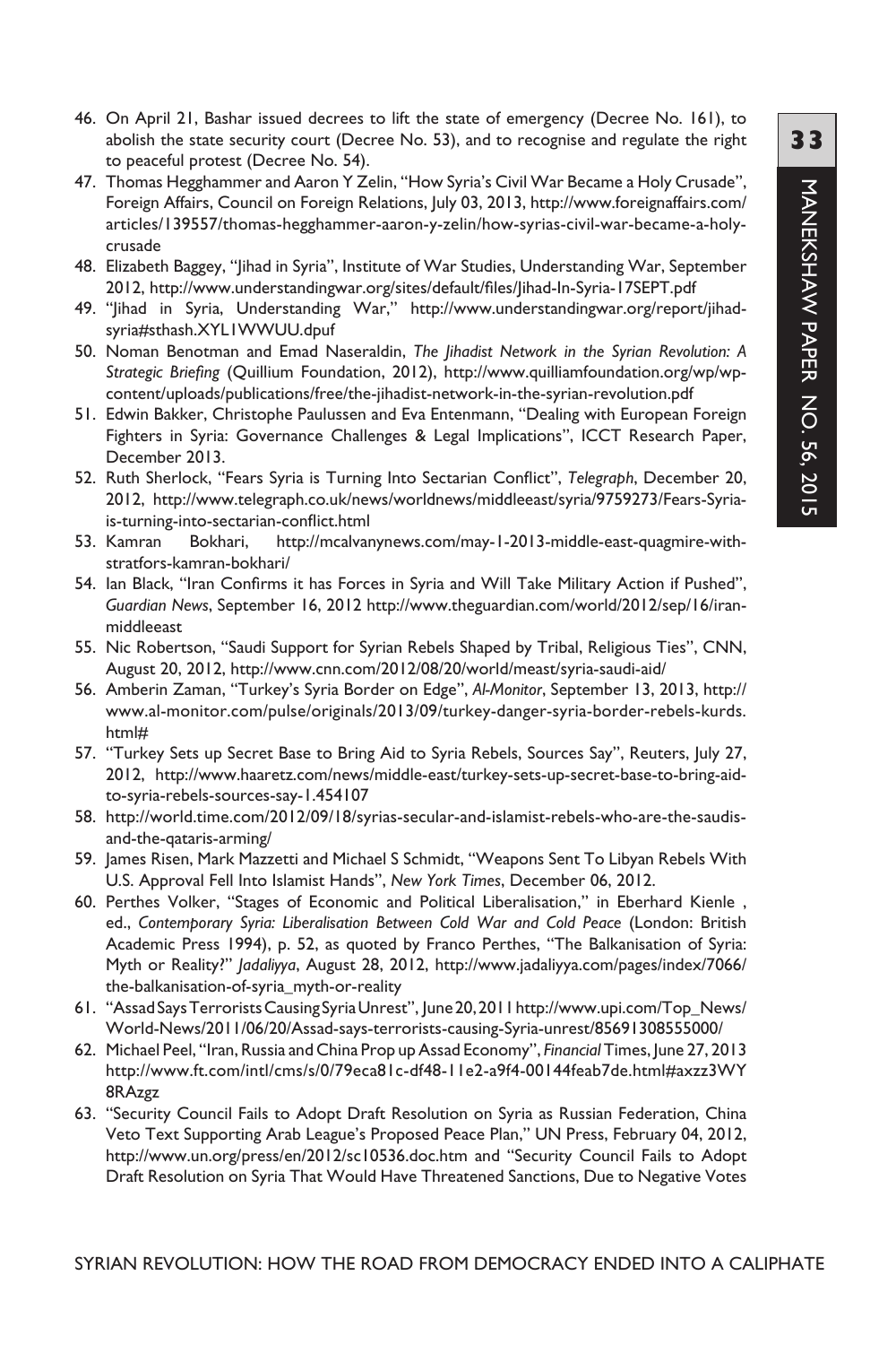46. On April 21, Bashar issued decrees to lift the state of emergency (Decree No. 161), to abolish the state security court (Decree No. 53), and to recognise and regulate the right to peaceful protest (Decree No. 54).
47. Thomas Hegghammer and Aaron Y Zelin, "How Syria's Civil War Became a Holy Crusade", Foreign Affairs, Council on Foreign Relations, July 03, 2013, http://www.foreignaffairs.com/articles/139557/thomas-hegghammer-aaron-y-zelin/how-syrias-civil-war-became-a-holy-crusade
48. Elizabeth Baggey, "Jihad in Syria", Institute of War Studies, Understanding War, September 2012, http://www.understandingwar.org/sites/default/files/Jihad-In-Syria-17SEPT.pdf
49. "Jihad in Syria, Understanding War," http://www.understandingwar.org/report/jihad-syria#sthash.XYL1WWUU.dpuf
50. Noman Benotman and Emad Naseraldin, *The Jihadist Network in the Syrian Revolution: A Strategic Briefing* (Quillium Foundation, 2012), http://www.quilliamfoundation.org/wp/wp-content/uploads/publications/free/the-jihadist-network-in-the-syrian-revolution.pdf
51. Edwin Bakker, Christophe Paulussen and Eva Entenmann, "Dealing with European Foreign Fighters in Syria: Governance Challenges & Legal Implications", ICCT Research Paper, December 2013.
52. Ruth Sherlock, "Fears Syria is Turning Into Sectarian Conflict", *Telegraph*, December 20, 2012, http://www.telegraph.co.uk/news/worldnews/middleeast/syria/9759273/Fears-Syria-is-turning-into-sectarian-conflict.html
53. Kamran Bokhari, http://mcalvanynews.com/may-1-2013-middle-east-quagmire-with-stratfors-kamran-bokhari/
54. Ian Black, "Iran Confirms it has Forces in Syria and Will Take Military Action if Pushed", *Guardian News*, September 16, 2012 http://www.theguardian.com/world/2012/sep/16/iran-middleeast
55. Nic Robertson, "Saudi Support for Syrian Rebels Shaped by Tribal, Religious Ties", CNN, August 20, 2012, http://www.cnn.com/2012/08/20/world/meast/syria-saudi-aid/
56. Amberin Zaman, "Turkey's Syria Border on Edge", *Al-Monitor*, September 13, 2013, http://www.al-monitor.com/pulse/originals/2013/09/turkey-danger-syria-border-rebels-kurds.html#
57. "Turkey Sets up Secret Base to Bring Aid to Syria Rebels, Sources Say", Reuters, July 27, 2012, http://www.haaretz.com/news/middle-east/turkey-sets-up-secret-base-to-bring-aid-to-syria-rebels-sources-say-1.454107
58. http://world.time.com/2012/09/18/syrias-secular-and-islamist-rebels-who-are-the-saudis-and-the-qataris-arming/
59. James Risen, Mark Mazzetti and Michael S Schmidt, "Weapons Sent To Libyan Rebels With U.S. Approval Fell Into Islamist Hands", *New York Times*, December 06, 2012.
60. Perthes Volker, "Stages of Economic and Political Liberalisation," in Eberhard Kienle , ed., *Contemporary Syria: Liberalisation Between Cold War and Cold Peace* (London: British Academic Press 1994), p. 52, as quoted by Franco Perthes, "The Balkanisation of Syria: Myth or Reality?" *Jadaliyya*, August 28, 2012, http://www.jadaliyya.com/pages/index/7066/the-balkanisation-of-syria_myth-or-reality
61. "Assad Says Terrorists Causing Syria Unrest", June 20, 2011 http://www.upi.com/Top_News/World-News/2011/06/20/Assad-says-terrorists-causing-Syria-unrest/85691308555000/
62. Michael Peel, "Iran, Russia and China Prop up Assad Economy", *Financial* Times, June 27, 2013 http://www.ft.com/intl/cms/s/0/79eca81c-df48-11e2-a9f4-00144feab7de.html#axzz3WY8RAzgz
63. "Security Council Fails to Adopt Draft Resolution on Syria as Russian Federation, China Veto Text Supporting Arab League's Proposed Peace Plan," UN Press, February 04, 2012, http://www.un.org/press/en/2012/sc10536.doc.htm and "Security Council Fails to Adopt Draft Resolution on Syria That Would Have Threatened Sanctions, Due to Negative Votes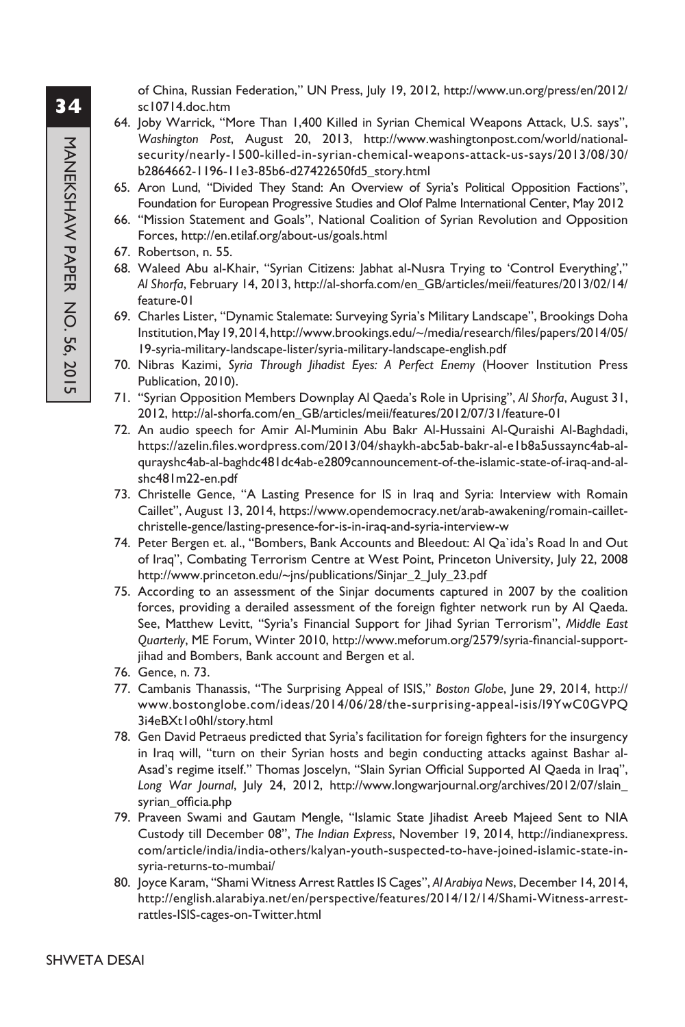of China, Russian Federation," UN Press, July 19, 2012, http://www.un.org/press/en/2012/sc10714.doc.htm

64. Joby Warrick, "More Than 1,400 Killed in Syrian Chemical Weapons Attack, U.S. says", *Washington Post*, August 20, 2013, http://www.washingtonpost.com/world/national-security/nearly-1500-killed-in-syrian-chemical-weapons-attack-us-says/2013/08/30/b2864662-1196-11e3-85b6-d27422650fd5_story.html
65. Aron Lund, "Divided They Stand: An Overview of Syria's Political Opposition Factions", Foundation for European Progressive Studies and Olof Palme International Center, May 2012
66. "Mission Statement and Goals", National Coalition of Syrian Revolution and Opposition Forces, http://en.etilaf.org/about-us/goals.html
67. Robertson, n. 55.
68. Waleed Abu al-Khair, "Syrian Citizens: Jabhat al-Nusra Trying to 'Control Everything'," *Al Shorfa*, February 14, 2013, http://al-shorfa.com/en_GB/articles/meii/features/2013/02/14/feature-01
69. Charles Lister, "Dynamic Stalemate: Surveying Syria's Military Landscape", Brookings Doha Institution, May 19, 2014, http://www.brookings.edu/~/media/research/files/papers/2014/05/19-syria-military-landscape-lister/syria-military-landscape-english.pdf
70. Nibras Kazimi, *Syria Through Jihadist Eyes: A Perfect Enemy* (Hoover Institution Press Publication, 2010).
71. "Syrian Opposition Members Downplay Al Qaeda's Role in Uprising", *Al Shorfa*, August 31, 2012, http://al-shorfa.com/en_GB/articles/meii/features/2012/07/31/feature-01
72. An audio speech for Amir Al-Muminin Abu Bakr Al-Hussaini Al-Quraishi Al-Baghdadi, https://azelin.files.wordpress.com/2013/04/shaykh-abc5ab-bakr-al-e1b8a5ussaync4ab-al-qurayshc4ab-al-baghdc481dc4ab-e2809cannouncement-of-the-islamic-state-of-iraq-and-al-shc481m22-en.pdf
73. Christelle Gence, "A Lasting Presence for IS in Iraq and Syria: Interview with Romain Caillet", August 13, 2014, https://www.opendemocracy.net/arab-awakening/romain-caillet-christelle-gence/lasting-presence-for-is-in-iraq-and-syria-interview-w
74. Peter Bergen et. al., "Bombers, Bank Accounts and Bleedout: Al Qa`ida's Road In and Out of Iraq", Combating Terrorism Centre at West Point, Princeton University, July 22, 2008 http://www.princeton.edu/~jns/publications/Sinjar_2_July_23.pdf
75. According to an assessment of the Sinjar documents captured in 2007 by the coalition forces, providing a derailed assessment of the foreign fighter network run by Al Qaeda. See, Matthew Levitt, "Syria's Financial Support for Jihad Syrian Terrorism", *Middle East Quarterly*, ME Forum, Winter 2010, http://www.meforum.org/2579/syria-financial-support-jihad and Bombers, Bank account and Bergen et al.
76. Gence, n. 73.
77. Cambanis Thanassis, "The Surprising Appeal of ISIS," *Boston Globe*, June 29, 2014, http://www.bostonglobe.com/ideas/2014/06/28/the-surprising-appeal-isis/l9YwC0GVPQ3i4eBXt1o0hI/story.html
78. Gen David Petraeus predicted that Syria's facilitation for foreign fighters for the insurgency in Iraq will, "turn on their Syrian hosts and begin conducting attacks against Bashar al-Asad's regime itself." Thomas Joscelyn, "Slain Syrian Official Supported Al Qaeda in Iraq", *Long War Journal*, July 24, 2012, http://www.longwarjournal.org/archives/2012/07/slain_syrian_officia.php
79. Praveen Swami and Gautam Mengle, "Islamic State Jihadist Areeb Majeed Sent to NIA Custody till December 08", *The Indian Express*, November 19, 2014, http://indianexpress.com/article/india/india-others/kalyan-youth-suspected-to-have-joined-islamic-state-in-syria-returns-to-mumbai/
80. Joyce Karam, "Shami Witness Arrest Rattles IS Cages", *Al Arabiya News*, December 14, 2014, http://english.alarabiya.net/en/perspective/features/2014/12/14/Shami-Witness-arrest-rattles-ISIS-cages-on-Twitter.html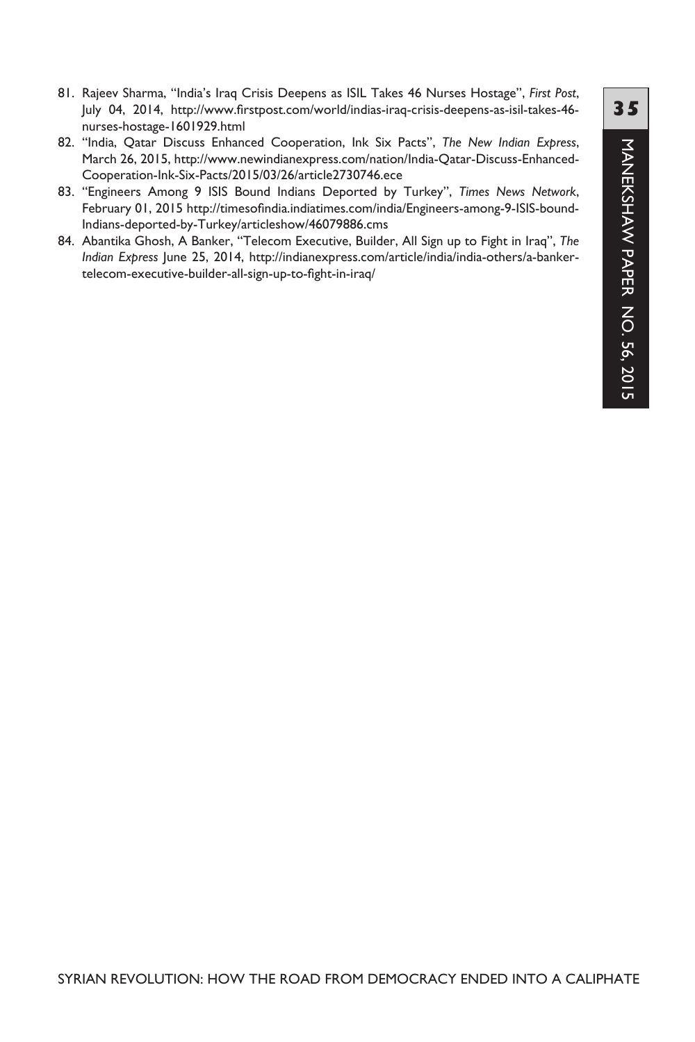81. Rajeev Sharma, "India's Iraq Crisis Deepens as ISIL Takes 46 Nurses Hostage", *First Post*, July 04, 2014, http://www.firstpost.com/world/indias-iraq-crisis-deepens-as-isil-takes-46-nurses-hostage-1601929.html
82. "India, Qatar Discuss Enhanced Cooperation, Ink Six Pacts", *The New Indian Express*, March 26, 2015, http://www.newindianexpress.com/nation/India-Qatar-Discuss-Enhanced-Cooperation-Ink-Six-Pacts/2015/03/26/article2730746.ece
83. "Engineers Among 9 ISIS Bound Indians Deported by Turkey", *Times News Network*, February 01, 2015 http://timesofindia.indiatimes.com/india/Engineers-among-9-ISIS-bound-Indians-deported-by-Turkey/articleshow/46079886.cms
84. Abantika Ghosh, A Banker, "Telecom Executive, Builder, All Sign up to Fight in Iraq", *The Indian Express* June 25, 2014, http://indianexpress.com/article/india/india-others/a-banker-telecom-executive-builder-all-sign-up-to-fight-in-iraq/